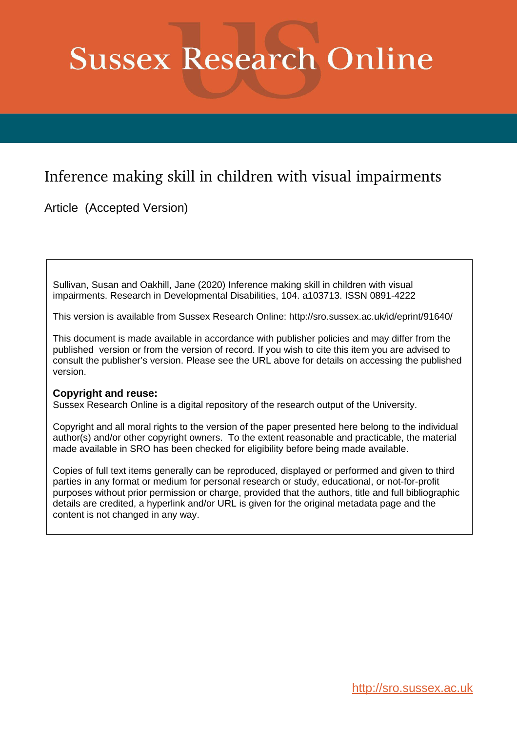# Sussex Research Online

## Inference making skill in children with visual impairments

Article (Accepted Version)

Sullivan, Susan and Oakhill, Jane (2020) Inference making skill in children with visual impairments. Research in Developmental Disabilities, 104. a103713. ISSN 0891-4222

This version is available from Sussex Research Online: http://sro.sussex.ac.uk/id/eprint/91640/

This document is made available in accordance with publisher policies and may differ from the published version or from the version of record. If you wish to cite this item you are advised to consult the publisher's version. Please see the URL above for details on accessing the published version.

**Copyright and reuse:**
Sussex Research Online is a digital repository of the research output of the University.

Copyright and all moral rights to the version of the paper presented here belong to the individual author(s) and/or other copyright owners. To the extent reasonable and practicable, the material made available in SRO has been checked for eligibility before being made available.

Copies of full text items generally can be reproduced, displayed or performed and given to third parties in any format or medium for personal research or study, educational, or not-for-profit purposes without prior permission or charge, provided that the authors, title and full bibliographic details are credited, a hyperlink and/or URL is given for the original metadata page and the content is not changed in any way.

http://sro.sussex.ac.uk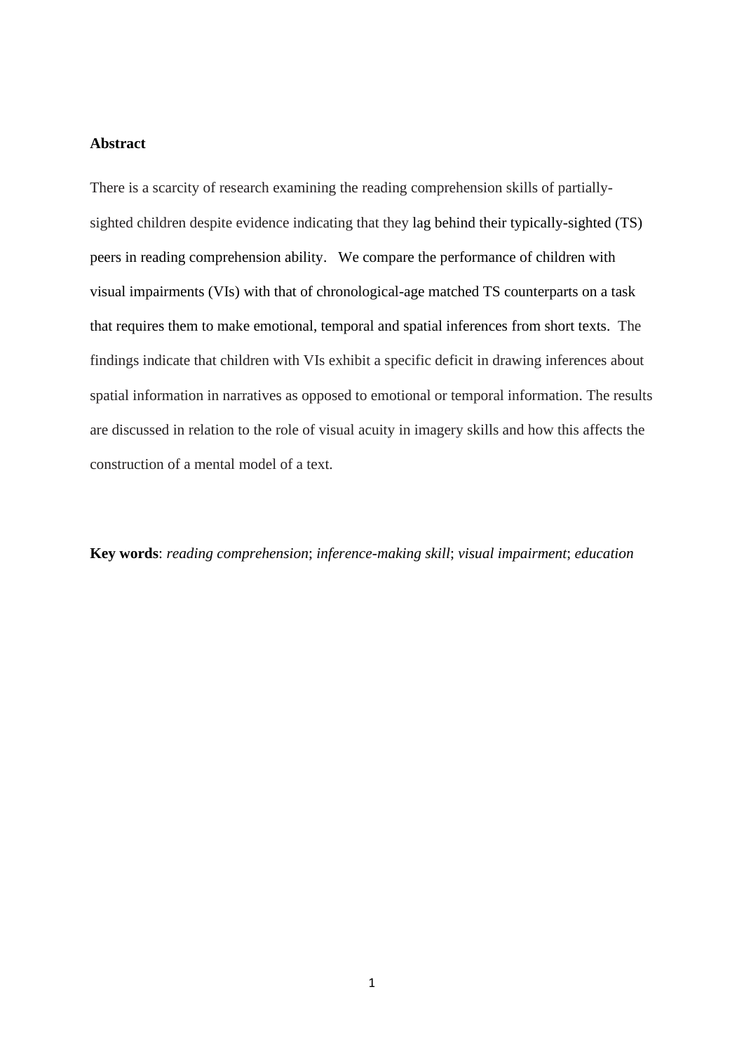**Abstract**

There is a scarcity of research examining the reading comprehension skills of partially-sighted children despite evidence indicating that they lag behind their typically-sighted (TS) peers in reading comprehension ability. We compare the performance of children with visual impairments (VIs) with that of chronological-age matched TS counterparts on a task that requires them to make emotional, temporal and spatial inferences from short texts. The findings indicate that children with VIs exhibit a specific deficit in drawing inferences about spatial information in narratives as opposed to emotional or temporal information. The results are discussed in relation to the role of visual acuity in imagery skills and how this affects the construction of a mental model of a text.

**Key words**: *reading comprehension*; *inference-making skill*; *visual impairment*; *education*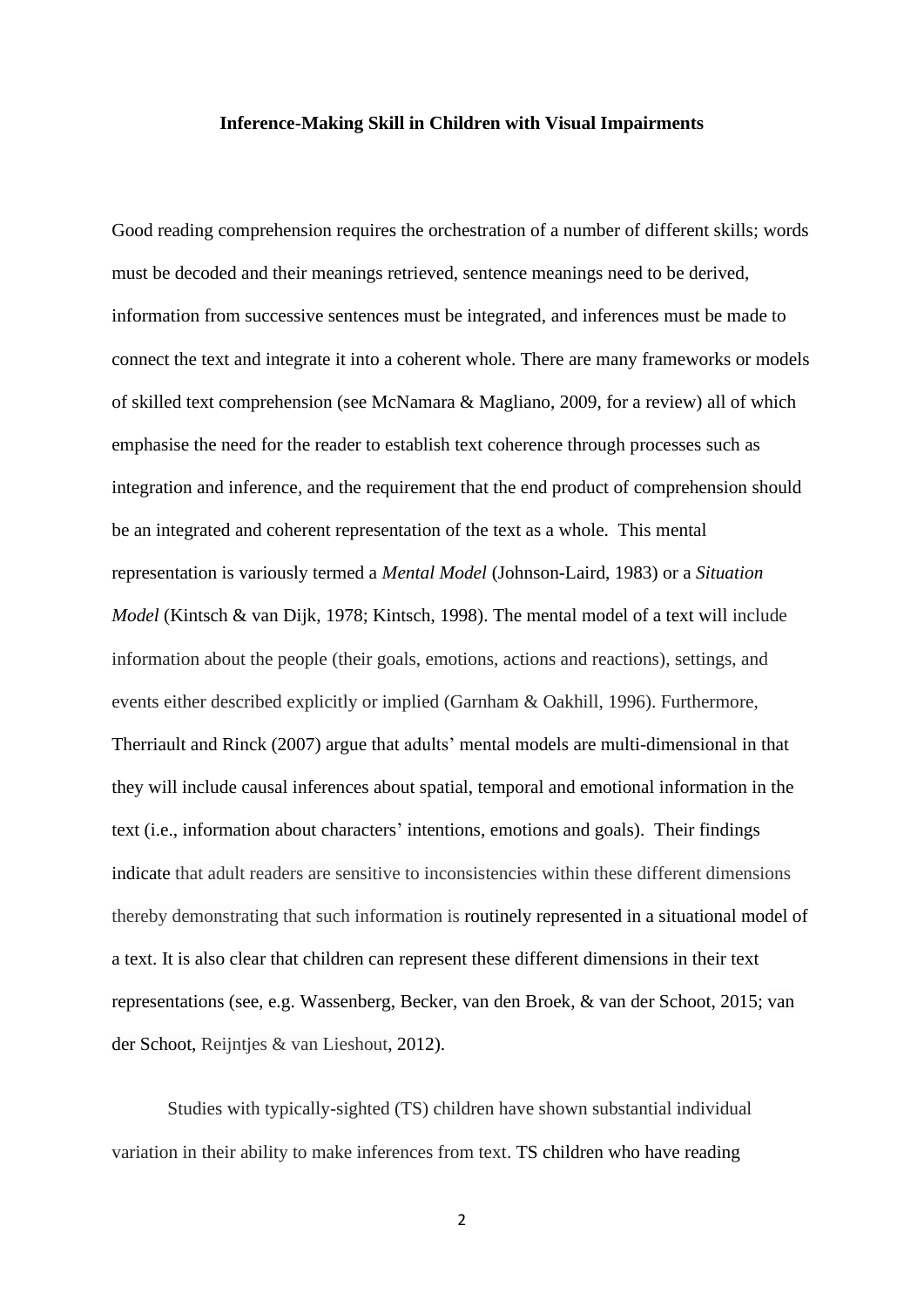**Inference-Making Skill in Children with Visual Impairments**

Good reading comprehension requires the orchestration of a number of different skills; words must be decoded and their meanings retrieved, sentence meanings need to be derived, information from successive sentences must be integrated, and inferences must be made to connect the text and integrate it into a coherent whole. There are many frameworks or models of skilled text comprehension (see McNamara & Magliano, 2009, for a review) all of which emphasise the need for the reader to establish text coherence through processes such as integration and inference, and the requirement that the end product of comprehension should be an integrated and coherent representation of the text as a whole. This mental representation is variously termed a *Mental Model* (Johnson-Laird, 1983) or a *Situation Model* (Kintsch & van Dijk, 1978; Kintsch, 1998). The mental model of a text will include information about the people (their goals, emotions, actions and reactions), settings, and events either described explicitly or implied (Garnham & Oakhill, 1996). Furthermore, Therriault and Rinck (2007) argue that adults' mental models are multi-dimensional in that they will include causal inferences about spatial, temporal and emotional information in the text (i.e., information about characters' intentions, emotions and goals). Their findings indicate that adult readers are sensitive to inconsistencies within these different dimensions thereby demonstrating that such information is routinely represented in a situational model of a text. It is also clear that children can represent these different dimensions in their text representations (see, e.g. Wassenberg, Becker, van den Broek, & van der Schoot, 2015; van der Schoot, Reijntjes & van Lieshout, 2012).

Studies with typically-sighted (TS) children have shown substantial individual variation in their ability to make inferences from text. TS children who have reading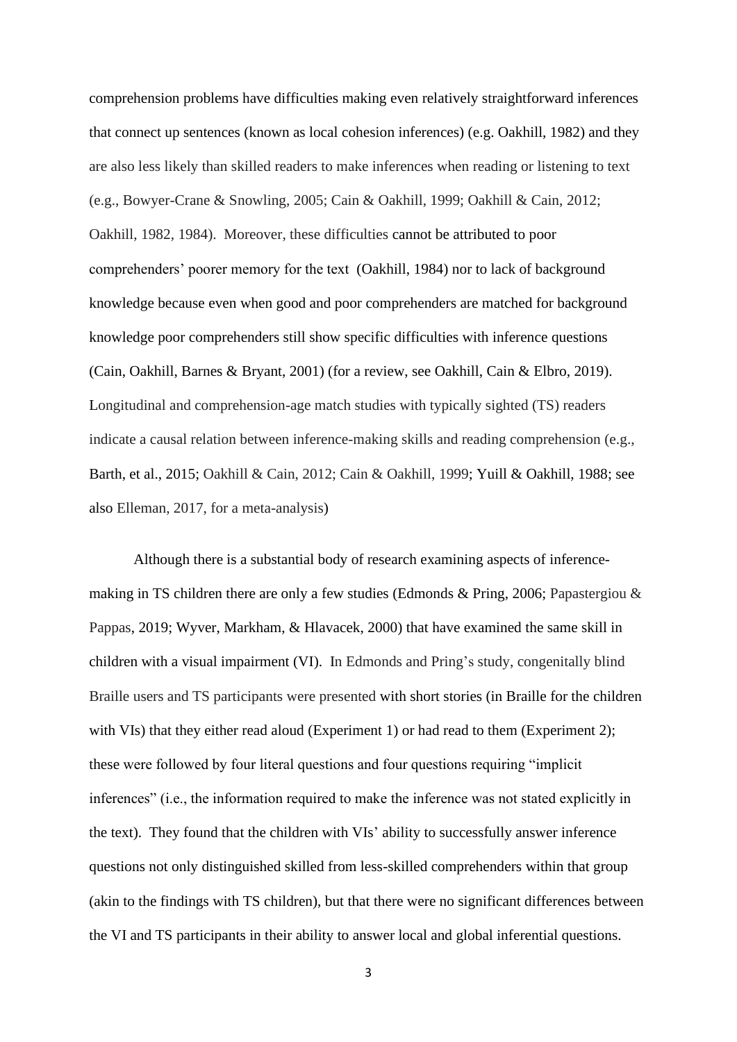comprehension problems have difficulties making even relatively straightforward inferences that connect up sentences (known as local cohesion inferences) (e.g. Oakhill, 1982) and they are also less likely than skilled readers to make inferences when reading or listening to text (e.g., Bowyer-Crane & Snowling, 2005; Cain & Oakhill, 1999; Oakhill & Cain, 2012; Oakhill, 1982, 1984). Moreover, these difficulties cannot be attributed to poor comprehenders' poorer memory for the text (Oakhill, 1984) nor to lack of background knowledge because even when good and poor comprehenders are matched for background knowledge poor comprehenders still show specific difficulties with inference questions (Cain, Oakhill, Barnes & Bryant, 2001) (for a review, see Oakhill, Cain & Elbro, 2019). Longitudinal and comprehension-age match studies with typically sighted (TS) readers indicate a causal relation between inference-making skills and reading comprehension (e.g., Barth, et al., 2015; Oakhill & Cain, 2012; Cain & Oakhill, 1999; Yuill & Oakhill, 1988; see also Elleman, 2017, for a meta-analysis)

Although there is a substantial body of research examining aspects of inference-making in TS children there are only a few studies (Edmonds & Pring, 2006; Papastergiou & Pappas, 2019; Wyver, Markham, & Hlavacek, 2000) that have examined the same skill in children with a visual impairment (VI). In Edmonds and Pring's study, congenitally blind Braille users and TS participants were presented with short stories (in Braille for the children with VIs) that they either read aloud (Experiment 1) or had read to them (Experiment 2); these were followed by four literal questions and four questions requiring "implicit inferences" (i.e., the information required to make the inference was not stated explicitly in the text). They found that the children with VIs' ability to successfully answer inference questions not only distinguished skilled from less-skilled comprehenders within that group (akin to the findings with TS children), but that there were no significant differences between the VI and TS participants in their ability to answer local and global inferential questions.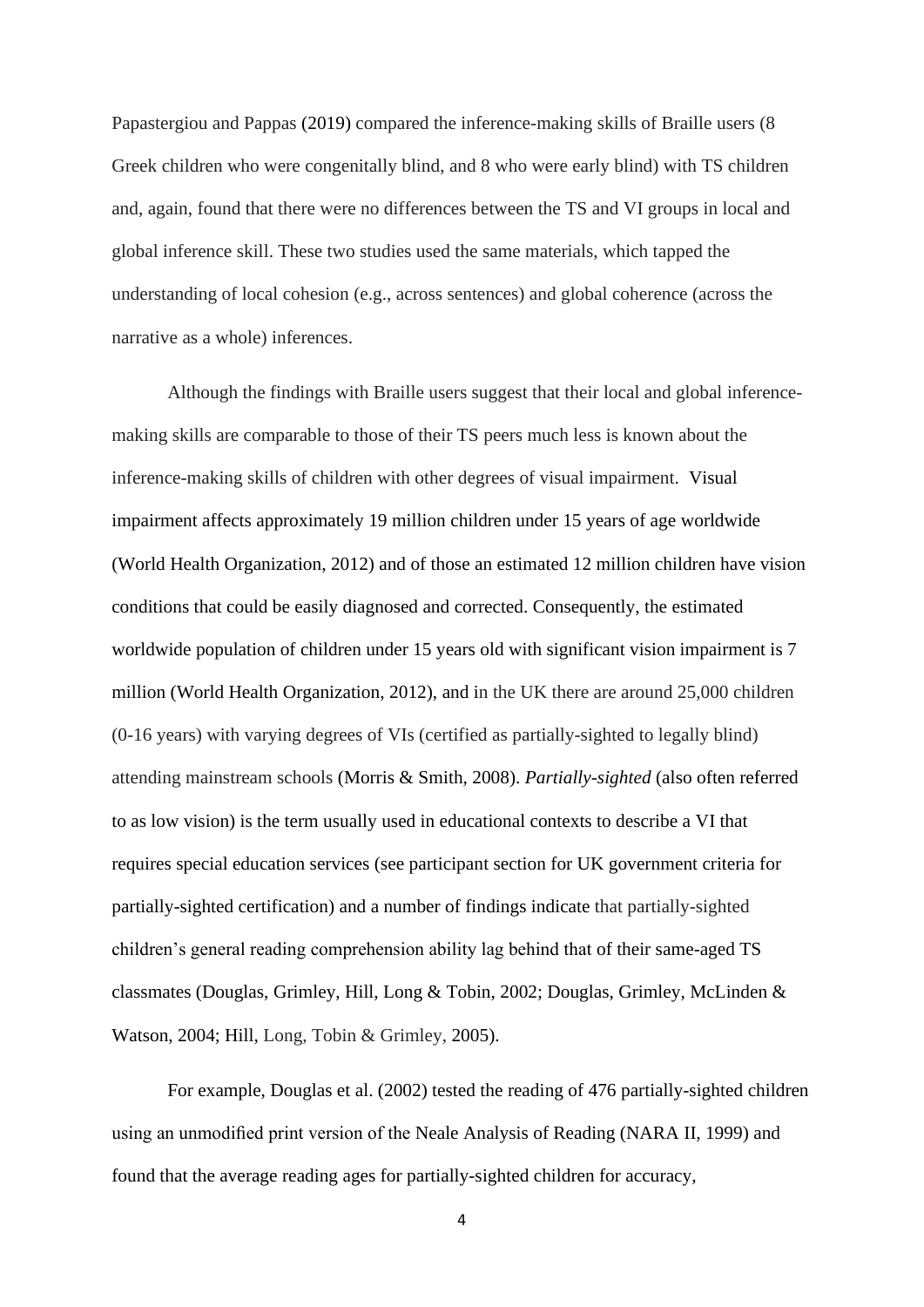Papastergiou and Pappas (2019) compared the inference-making skills of Braille users (8 Greek children who were congenitally blind, and 8 who were early blind) with TS children and, again, found that there were no differences between the TS and VI groups in local and global inference skill. These two studies used the same materials, which tapped the understanding of local cohesion (e.g., across sentences) and global coherence (across the narrative as a whole) inferences.

Although the findings with Braille users suggest that their local and global inference-making skills are comparable to those of their TS peers much less is known about the inference-making skills of children with other degrees of visual impairment. Visual impairment affects approximately 19 million children under 15 years of age worldwide (World Health Organization, 2012) and of those an estimated 12 million children have vision conditions that could be easily diagnosed and corrected. Consequently, the estimated worldwide population of children under 15 years old with significant vision impairment is 7 million (World Health Organization, 2012), and in the UK there are around 25,000 children (0-16 years) with varying degrees of VIs (certified as partially-sighted to legally blind) attending mainstream schools (Morris & Smith, 2008). *Partially-sighted* (also often referred to as low vision) is the term usually used in educational contexts to describe a VI that requires special education services (see participant section for UK government criteria for partially-sighted certification) and a number of findings indicate that partially-sighted children's general reading comprehension ability lag behind that of their same-aged TS classmates (Douglas, Grimley, Hill, Long & Tobin, 2002; Douglas, Grimley, McLinden & Watson, 2004; Hill, Long, Tobin & Grimley, 2005).

For example, Douglas et al. (2002) tested the reading of 476 partially-sighted children using an unmodified print version of the Neale Analysis of Reading (NARA II, 1999) and found that the average reading ages for partially-sighted children for accuracy,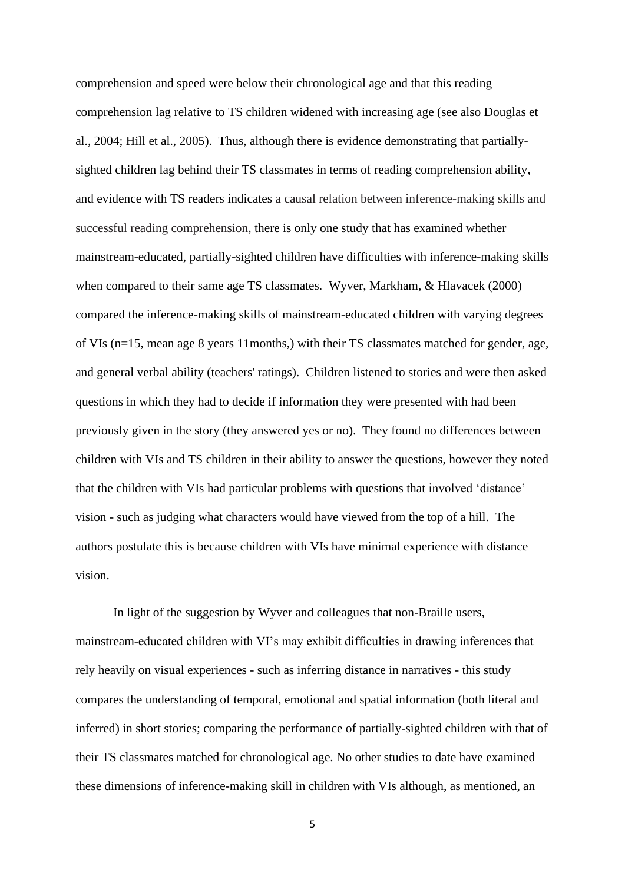comprehension and speed were below their chronological age and that this reading comprehension lag relative to TS children widened with increasing age (see also Douglas et al., 2004; Hill et al., 2005). Thus, although there is evidence demonstrating that partially-sighted children lag behind their TS classmates in terms of reading comprehension ability, and evidence with TS readers indicates a causal relation between inference-making skills and successful reading comprehension, there is only one study that has examined whether mainstream-educated, partially-sighted children have difficulties with inference-making skills when compared to their same age TS classmates. Wyver, Markham, & Hlavacek (2000) compared the inference-making skills of mainstream-educated children with varying degrees of VIs (n=15, mean age 8 years 11months,) with their TS classmates matched for gender, age, and general verbal ability (teachers' ratings). Children listened to stories and were then asked questions in which they had to decide if information they were presented with had been previously given in the story (they answered yes or no). They found no differences between children with VIs and TS children in their ability to answer the questions, however they noted that the children with VIs had particular problems with questions that involved 'distance' vision - such as judging what characters would have viewed from the top of a hill. The authors postulate this is because children with VIs have minimal experience with distance vision.

In light of the suggestion by Wyver and colleagues that non-Braille users, mainstream-educated children with VI's may exhibit difficulties in drawing inferences that rely heavily on visual experiences - such as inferring distance in narratives - this study compares the understanding of temporal, emotional and spatial information (both literal and inferred) in short stories; comparing the performance of partially-sighted children with that of their TS classmates matched for chronological age. No other studies to date have examined these dimensions of inference-making skill in children with VIs although, as mentioned, an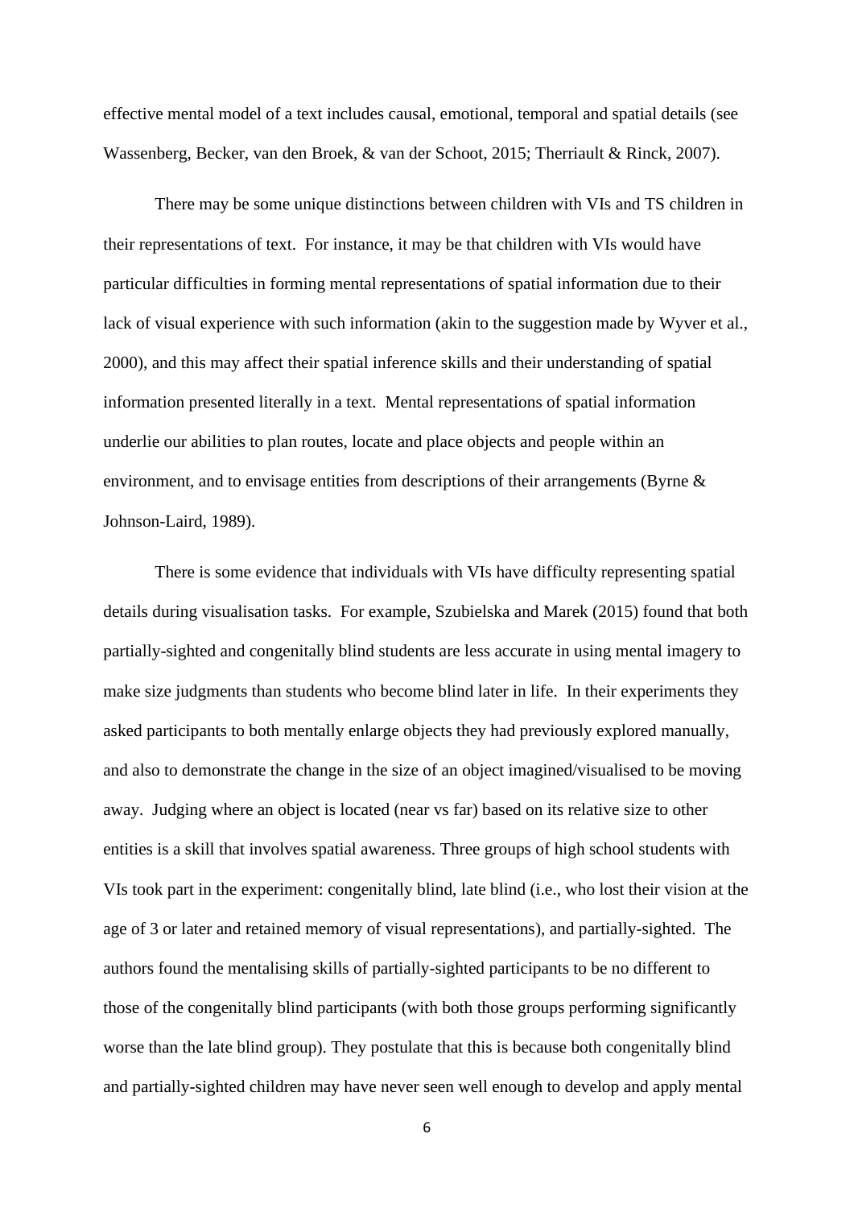effective mental model of a text includes causal, emotional, temporal and spatial details (see Wassenberg, Becker, van den Broek, & van der Schoot, 2015; Therriault & Rinck, 2007).

There may be some unique distinctions between children with VIs and TS children in their representations of text. For instance, it may be that children with VIs would have particular difficulties in forming mental representations of spatial information due to their lack of visual experience with such information (akin to the suggestion made by Wyver et al., 2000), and this may affect their spatial inference skills and their understanding of spatial information presented literally in a text. Mental representations of spatial information underlie our abilities to plan routes, locate and place objects and people within an environment, and to envisage entities from descriptions of their arrangements (Byrne & Johnson-Laird, 1989).

There is some evidence that individuals with VIs have difficulty representing spatial details during visualisation tasks. For example, Szubielska and Marek (2015) found that both partially-sighted and congenitally blind students are less accurate in using mental imagery to make size judgments than students who become blind later in life. In their experiments they asked participants to both mentally enlarge objects they had previously explored manually, and also to demonstrate the change in the size of an object imagined/visualised to be moving away. Judging where an object is located (near vs far) based on its relative size to other entities is a skill that involves spatial awareness. Three groups of high school students with VIs took part in the experiment: congenitally blind, late blind (i.e., who lost their vision at the age of 3 or later and retained memory of visual representations), and partially-sighted. The authors found the mentalising skills of partially-sighted participants to be no different to those of the congenitally blind participants (with both those groups performing significantly worse than the late blind group). They postulate that this is because both congenitally blind and partially-sighted children may have never seen well enough to develop and apply mental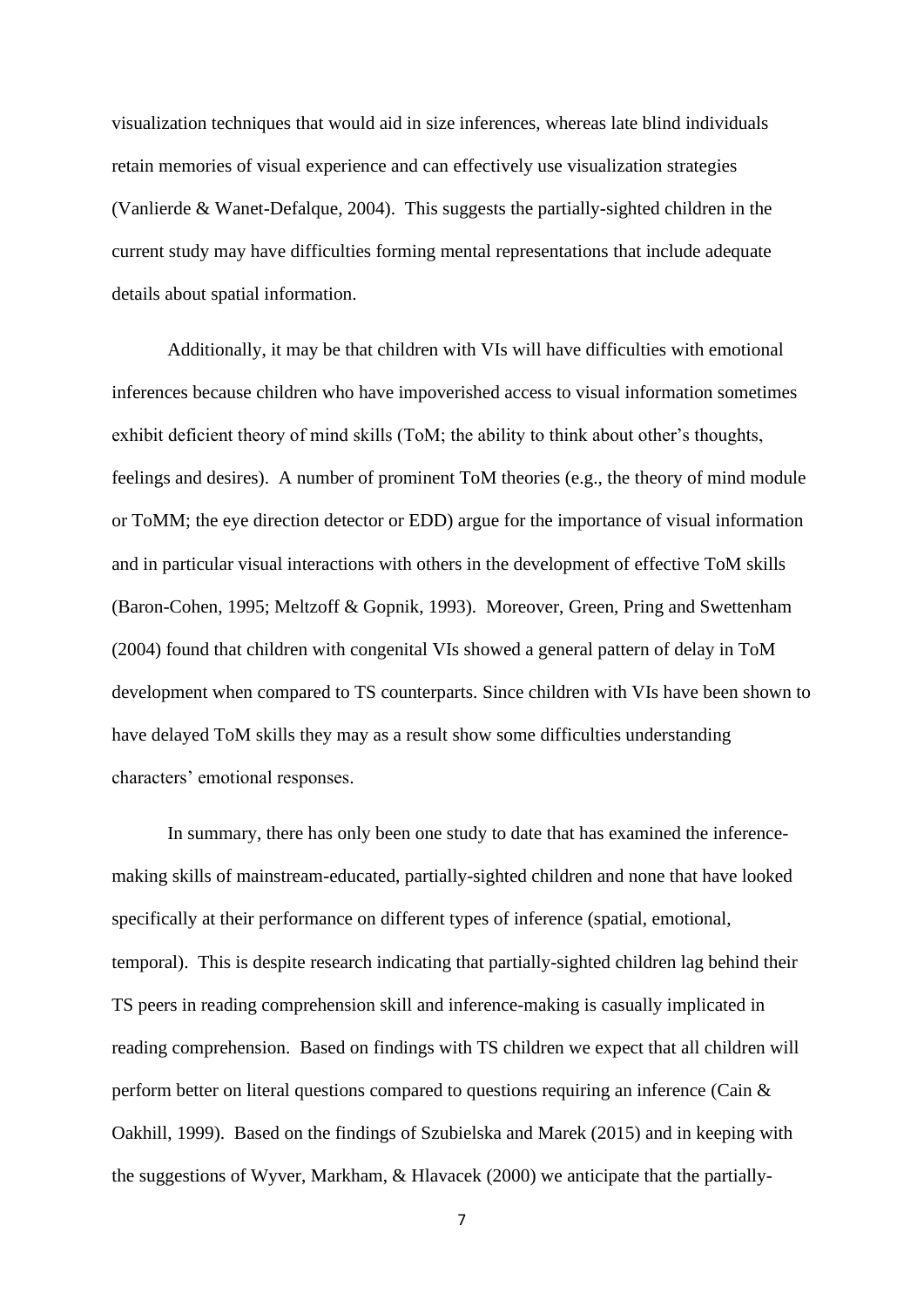visualization techniques that would aid in size inferences, whereas late blind individuals retain memories of visual experience and can effectively use visualization strategies (Vanlierde & Wanet-Defalque, 2004). This suggests the partially-sighted children in the current study may have difficulties forming mental representations that include adequate details about spatial information.

Additionally, it may be that children with VIs will have difficulties with emotional inferences because children who have impoverished access to visual information sometimes exhibit deficient theory of mind skills (ToM; the ability to think about other's thoughts, feelings and desires). A number of prominent ToM theories (e.g., the theory of mind module or ToMM; the eye direction detector or EDD) argue for the importance of visual information and in particular visual interactions with others in the development of effective ToM skills (Baron-Cohen, 1995; Meltzoff & Gopnik, 1993). Moreover, Green, Pring and Swettenham (2004) found that children with congenital VIs showed a general pattern of delay in ToM development when compared to TS counterparts. Since children with VIs have been shown to have delayed ToM skills they may as a result show some difficulties understanding characters' emotional responses.

In summary, there has only been one study to date that has examined the inference-making skills of mainstream-educated, partially-sighted children and none that have looked specifically at their performance on different types of inference (spatial, emotional, temporal). This is despite research indicating that partially-sighted children lag behind their TS peers in reading comprehension skill and inference-making is casually implicated in reading comprehension. Based on findings with TS children we expect that all children will perform better on literal questions compared to questions requiring an inference (Cain & Oakhill, 1999). Based on the findings of Szubielska and Marek (2015) and in keeping with the suggestions of Wyver, Markham, & Hlavacek (2000) we anticipate that the partially-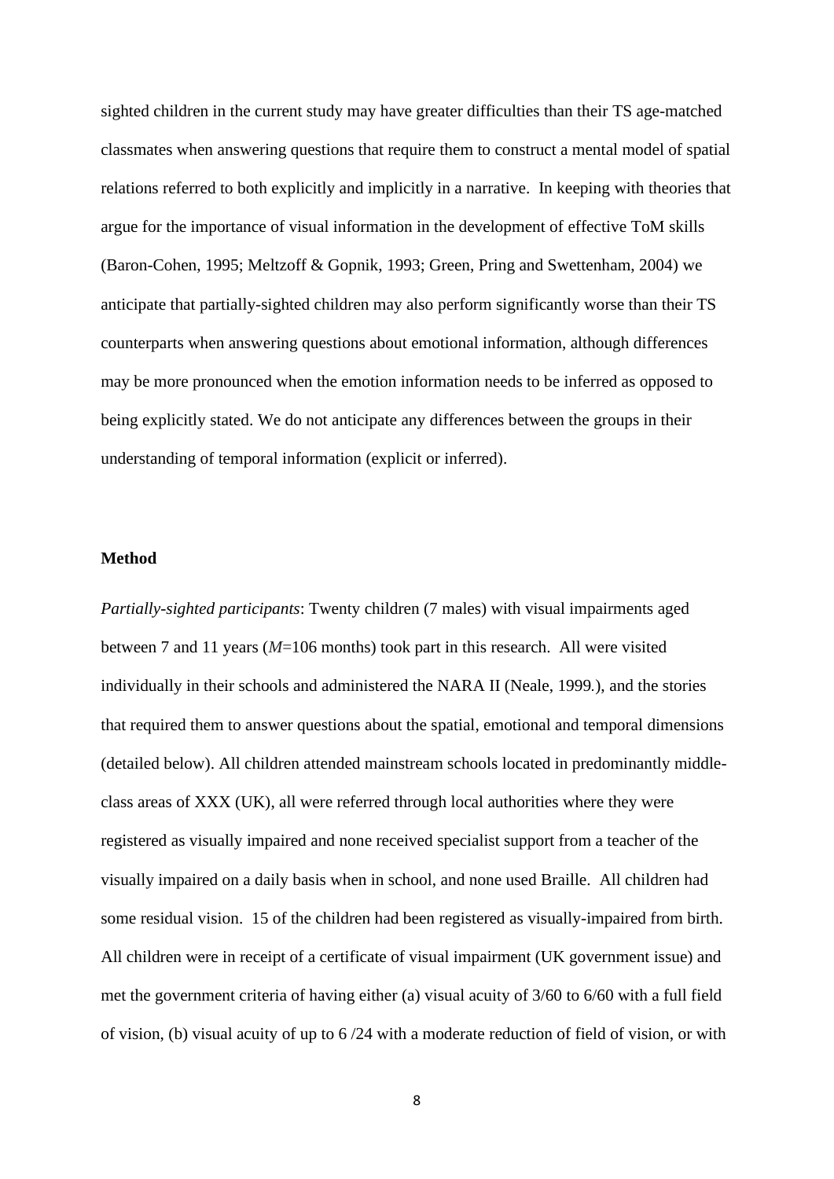sighted children in the current study may have greater difficulties than their TS age-matched classmates when answering questions that require them to construct a mental model of spatial relations referred to both explicitly and implicitly in a narrative. In keeping with theories that argue for the importance of visual information in the development of effective ToM skills (Baron-Cohen, 1995; Meltzoff & Gopnik, 1993; Green, Pring and Swettenham, 2004) we anticipate that partially-sighted children may also perform significantly worse than their TS counterparts when answering questions about emotional information, although differences may be more pronounced when the emotion information needs to be inferred as opposed to being explicitly stated. We do not anticipate any differences between the groups in their understanding of temporal information (explicit or inferred).

**Method**

*Partially-sighted participants*: Twenty children (7 males) with visual impairments aged between 7 and 11 years (*M*=106 months) took part in this research. All were visited individually in their schools and administered the NARA II (Neale, 1999.), and the stories that required them to answer questions about the spatial, emotional and temporal dimensions (detailed below). All children attended mainstream schools located in predominantly middle-class areas of XXX (UK), all were referred through local authorities where they were registered as visually impaired and none received specialist support from a teacher of the visually impaired on a daily basis when in school, and none used Braille. All children had some residual vision. 15 of the children had been registered as visually-impaired from birth. All children were in receipt of a certificate of visual impairment (UK government issue) and met the government criteria of having either (a) visual acuity of 3/60 to 6/60 with a full field of vision, (b) visual acuity of up to 6 /24 with a moderate reduction of field of vision, or with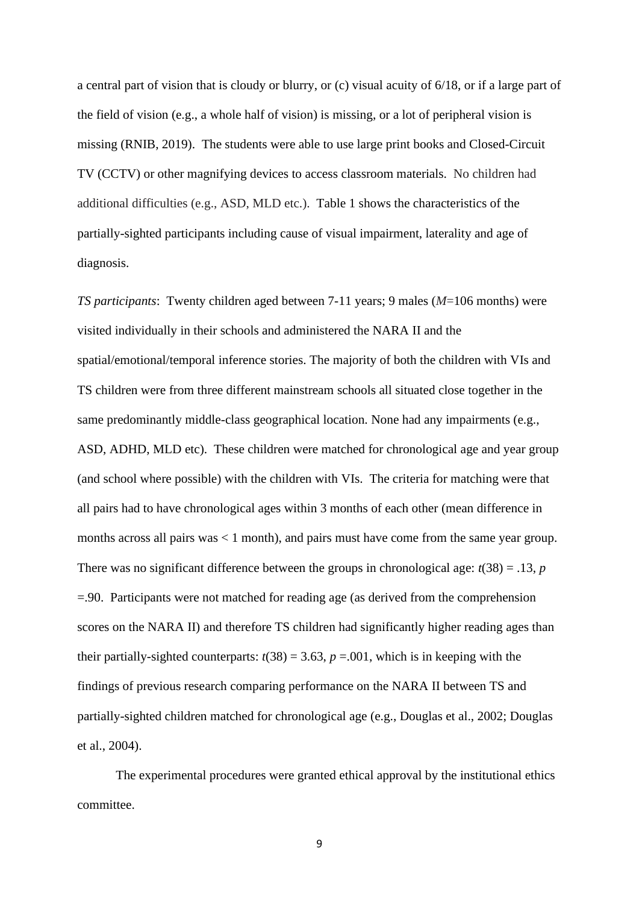a central part of vision that is cloudy or blurry, or (c) visual acuity of 6/18, or if a large part of the field of vision (e.g., a whole half of vision) is missing, or a lot of peripheral vision is missing (RNIB, 2019). The students were able to use large print books and Closed-Circuit TV (CCTV) or other magnifying devices to access classroom materials. No children had additional difficulties (e.g., ASD, MLD etc.). Table 1 shows the characteristics of the partially-sighted participants including cause of visual impairment, laterality and age of diagnosis.

*TS participants*: Twenty children aged between 7-11 years; 9 males (*M*=106 months) were visited individually in their schools and administered the NARA II and the spatial/emotional/temporal inference stories. The majority of both the children with VIs and TS children were from three different mainstream schools all situated close together in the same predominantly middle-class geographical location. None had any impairments (e.g., ASD, ADHD, MLD etc). These children were matched for chronological age and year group (and school where possible) with the children with VIs. The criteria for matching were that all pairs had to have chronological ages within 3 months of each other (mean difference in months across all pairs was < 1 month), and pairs must have come from the same year group. There was no significant difference between the groups in chronological age: $t(38) = .13$, $p = .90$. Participants were not matched for reading age (as derived from the comprehension scores on the NARA II) and therefore TS children had significantly higher reading ages than their partially-sighted counterparts: $t(38) = 3.63$, $p = .001$, which is in keeping with the findings of previous research comparing performance on the NARA II between TS and partially-sighted children matched for chronological age (e.g., Douglas et al., 2002; Douglas et al., 2004).

The experimental procedures were granted ethical approval by the institutional ethics committee.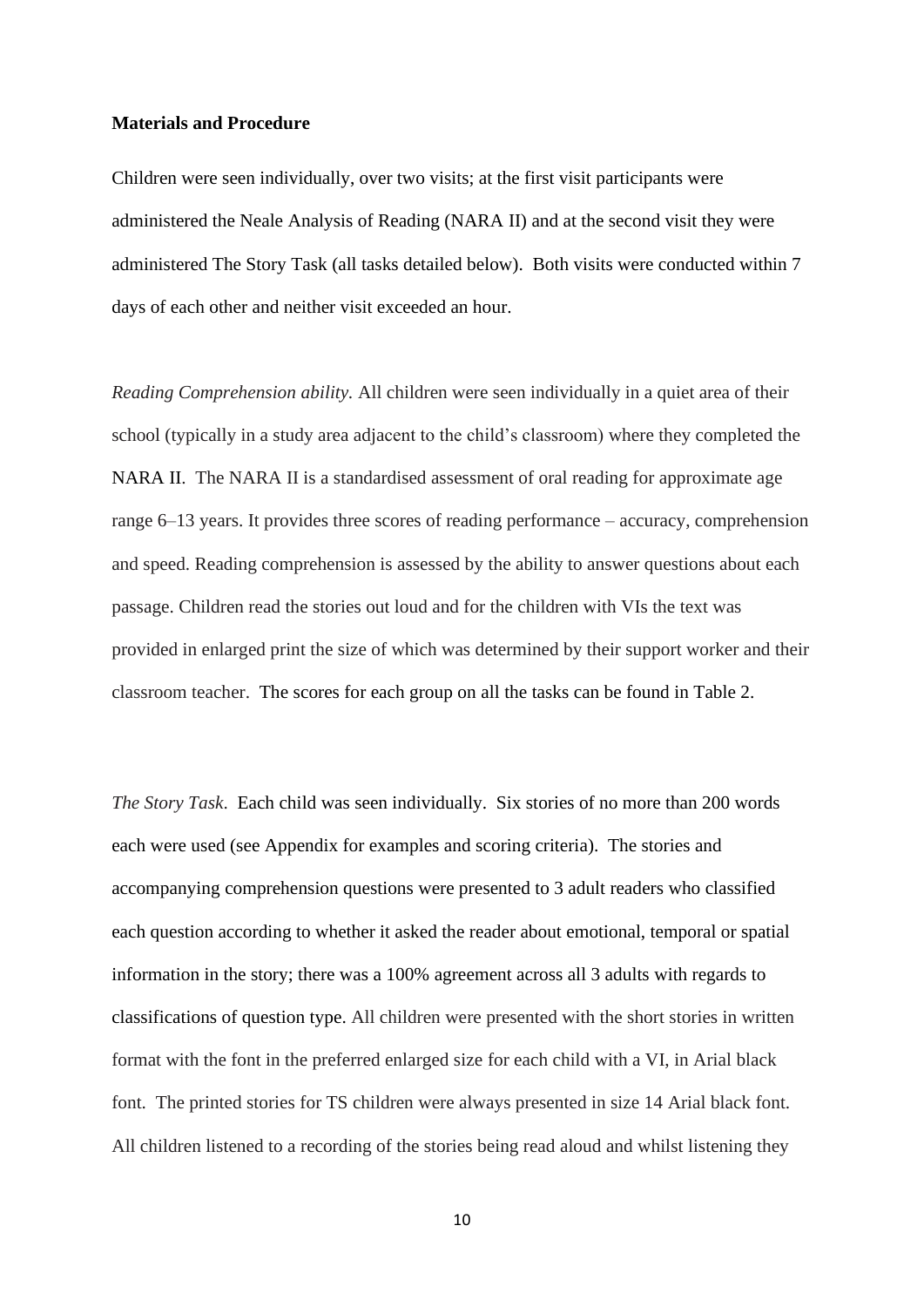**Materials and Procedure**

Children were seen individually, over two visits; at the first visit participants were administered the Neale Analysis of Reading (NARA II) and at the second visit they were administered The Story Task (all tasks detailed below). Both visits were conducted within 7 days of each other and neither visit exceeded an hour.

*Reading Comprehension ability.* All children were seen individually in a quiet area of their school (typically in a study area adjacent to the child's classroom) where they completed the NARA II. The NARA II is a standardised assessment of oral reading for approximate age range 6–13 years. It provides three scores of reading performance – accuracy, comprehension and speed. Reading comprehension is assessed by the ability to answer questions about each passage. Children read the stories out loud and for the children with VIs the text was provided in enlarged print the size of which was determined by their support worker and their classroom teacher. The scores for each group on all the tasks can be found in Table 2.

*The Story Task*. Each child was seen individually. Six stories of no more than 200 words each were used (see Appendix for examples and scoring criteria). The stories and accompanying comprehension questions were presented to 3 adult readers who classified each question according to whether it asked the reader about emotional, temporal or spatial information in the story; there was a 100% agreement across all 3 adults with regards to classifications of question type. All children were presented with the short stories in written format with the font in the preferred enlarged size for each child with a VI, in Arial black font. The printed stories for TS children were always presented in size 14 Arial black font. All children listened to a recording of the stories being read aloud and whilst listening they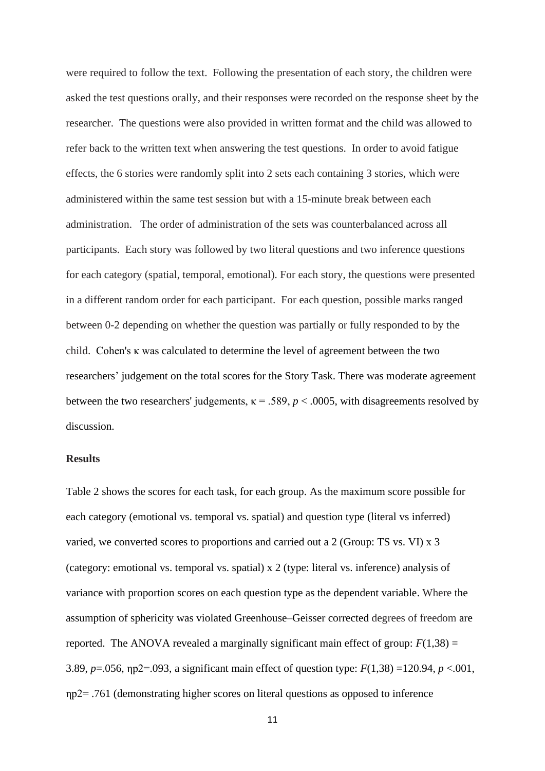were required to follow the text. Following the presentation of each story, the children were asked the test questions orally, and their responses were recorded on the response sheet by the researcher. The questions were also provided in written format and the child was allowed to refer back to the written text when answering the test questions. In order to avoid fatigue effects, the 6 stories were randomly split into 2 sets each containing 3 stories, which were administered within the same test session but with a 15-minute break between each administration. The order of administration of the sets was counterbalanced across all participants. Each story was followed by two literal questions and two inference questions for each category (spatial, temporal, emotional). For each story, the questions were presented in a different random order for each participant. For each question, possible marks ranged between 0-2 depending on whether the question was partially or fully responded to by the child. Cohen's $\kappa$ was calculated to determine the level of agreement between the two researchers' judgement on the total scores for the Story Task. There was moderate agreement between the two researchers' judgements, $\kappa = .589$, $p < .0005$, with disagreements resolved by discussion.

**Results**

Table 2 shows the scores for each task, for each group. As the maximum score possible for each category (emotional vs. temporal vs. spatial) and question type (literal vs inferred) varied, we converted scores to proportions and carried out a 2 (Group: TS vs. VI) x 3 (category: emotional vs. temporal vs. spatial) x 2 (type: literal vs. inference) analysis of variance with proportion scores on each question type as the dependent variable. Where the assumption of sphericity was violated Greenhouse–Geisser corrected degrees of freedom are reported. The ANOVA revealed a marginally significant main effect of group: $F(1,38) = 3.89$, $p = .056$, $\eta p2 = .093$, a significant main effect of question type: $F(1,38) = 120.94$, $p < .001$, $\eta p2 = .761$ (demonstrating higher scores on literal questions as opposed to inference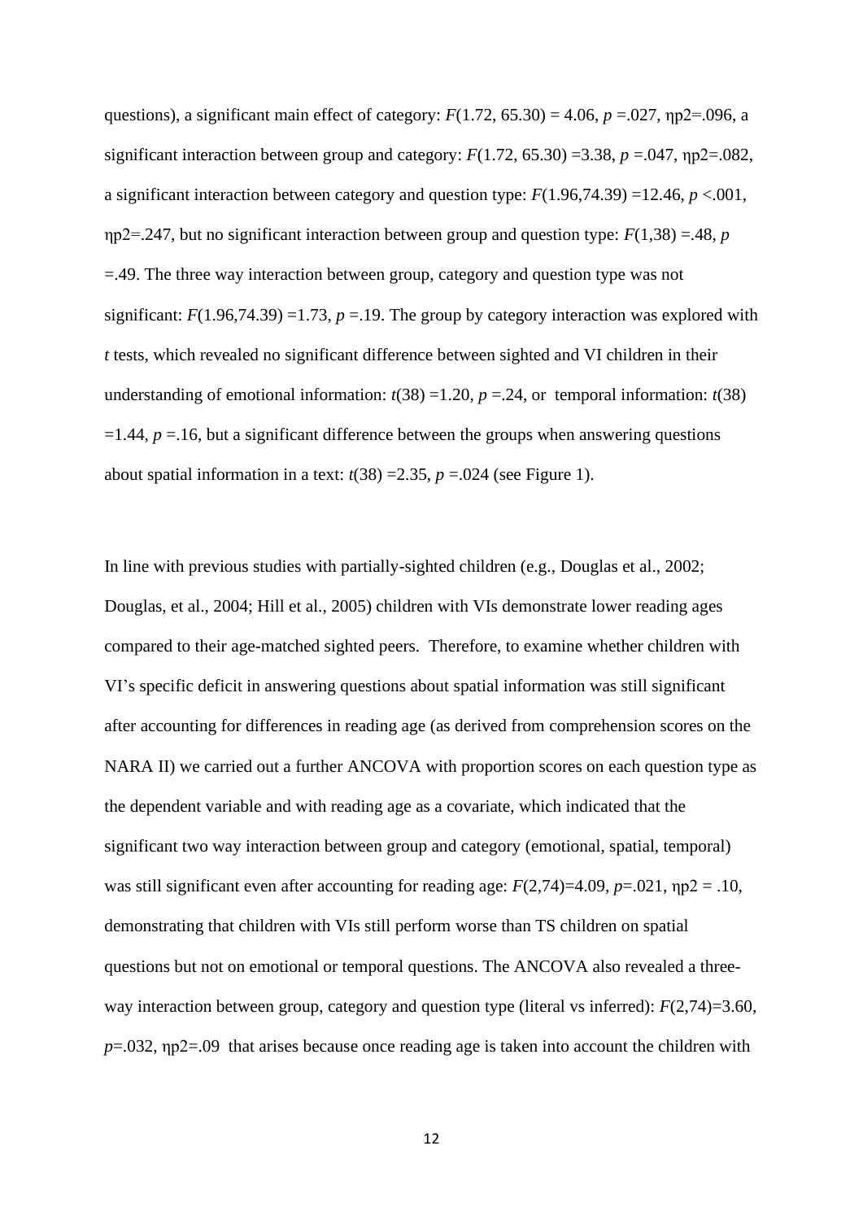questions), a significant main effect of category: $F(1.72, 65.30) = 4.06$, $p = .027$, $\eta p2 = .096$, a significant interaction between group and category: $F(1.72, 65.30) = 3.38$, $p = .047$, $\eta p2 = .082$, a significant interaction between category and question type: $F(1.96, 74.39) = 12.46$, $p < .001$, $\eta p2 = .247$, but no significant interaction between group and question type: $F(1,38) = .48$, $p = .49$. The three way interaction between group, category and question type was not significant: $F(1.96, 74.39) = 1.73$, $p = .19$. The group by category interaction was explored with *t* tests, which revealed no significant difference between sighted and VI children in their understanding of emotional information: $t(38) = 1.20$, $p = .24$, or temporal information: $t(38) = 1.44$, $p = .16$, but a significant difference between the groups when answering questions about spatial information in a text: $t(38) = 2.35$, $p = .024$ (see Figure 1).

In line with previous studies with partially-sighted children (e.g., Douglas et al., 2002; Douglas, et al., 2004; Hill et al., 2005) children with VIs demonstrate lower reading ages compared to their age-matched sighted peers. Therefore, to examine whether children with VI's specific deficit in answering questions about spatial information was still significant after accounting for differences in reading age (as derived from comprehension scores on the NARA II) we carried out a further ANCOVA with proportion scores on each question type as the dependent variable and with reading age as a covariate, which indicated that the significant two way interaction between group and category (emotional, spatial, temporal) was still significant even after accounting for reading age: $F(2,74) = 4.09$, $p = .021$, $\eta p2 = .10$, demonstrating that children with VIs still perform worse than TS children on spatial questions but not on emotional or temporal questions. The ANCOVA also revealed a three-way interaction between group, category and question type (literal vs inferred): $F(2,74) = 3.60$, $p = .032$, $\eta p2 = .09$ that arises because once reading age is taken into account the children with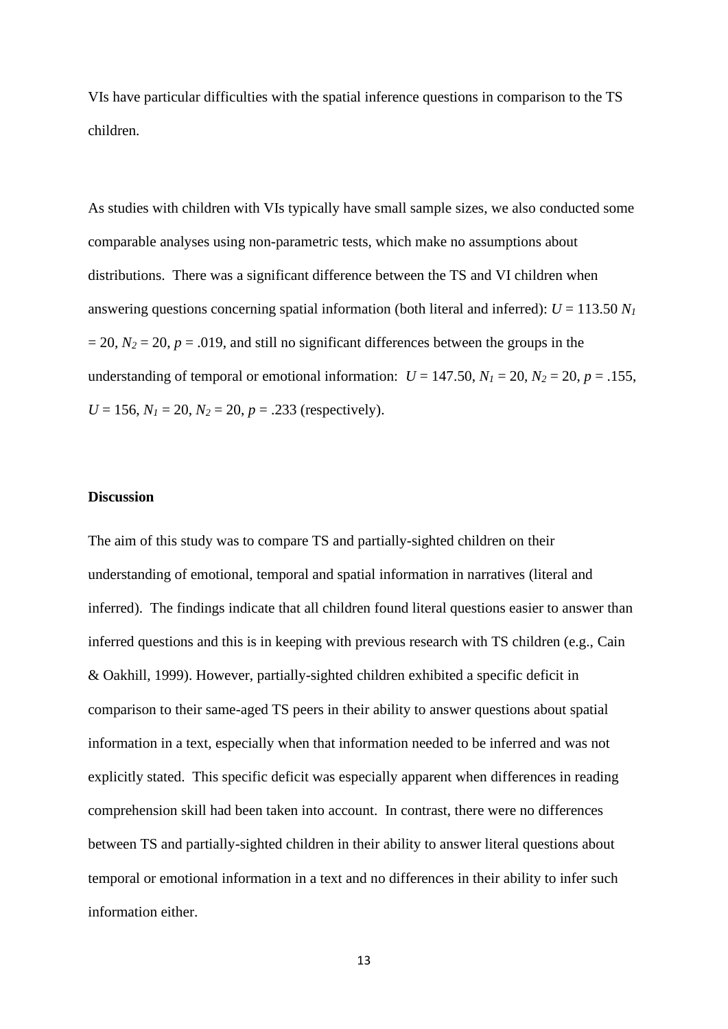VIs have particular difficulties with the spatial inference questions in comparison to the TS children.

As studies with children with VIs typically have small sample sizes, we also conducted some comparable analyses using non-parametric tests, which make no assumptions about distributions. There was a significant difference between the TS and VI children when answering questions concerning spatial information (both literal and inferred): $U = 113.50$ $N_1 = 20$, $N_2 = 20$, $p = .019$, and still no significant differences between the groups in the understanding of temporal or emotional information: $U = 147.50$, $N_1 = 20$, $N_2 = 20$, $p = .155$, $U = 156$, $N_1 = 20$, $N_2 = 20$, $p = .233$ (respectively).

**Discussion**

The aim of this study was to compare TS and partially-sighted children on their understanding of emotional, temporal and spatial information in narratives (literal and inferred). The findings indicate that all children found literal questions easier to answer than inferred questions and this is in keeping with previous research with TS children (e.g., Cain & Oakhill, 1999). However, partially-sighted children exhibited a specific deficit in comparison to their same-aged TS peers in their ability to answer questions about spatial information in a text, especially when that information needed to be inferred and was not explicitly stated. This specific deficit was especially apparent when differences in reading comprehension skill had been taken into account. In contrast, there were no differences between TS and partially-sighted children in their ability to answer literal questions about temporal or emotional information in a text and no differences in their ability to infer such information either.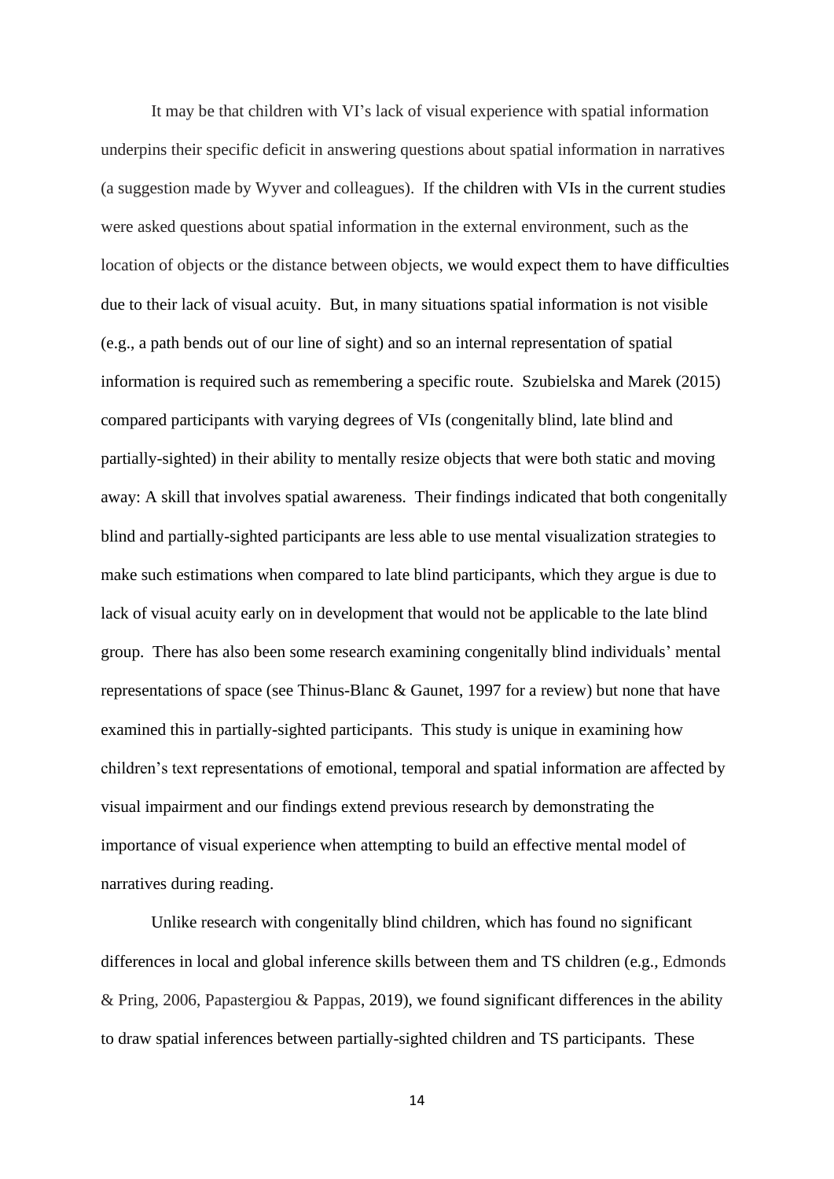It may be that children with VI's lack of visual experience with spatial information underpins their specific deficit in answering questions about spatial information in narratives (a suggestion made by Wyver and colleagues). If the children with VIs in the current studies were asked questions about spatial information in the external environment, such as the location of objects or the distance between objects, we would expect them to have difficulties due to their lack of visual acuity. But, in many situations spatial information is not visible (e.g., a path bends out of our line of sight) and so an internal representation of spatial information is required such as remembering a specific route. Szubielska and Marek (2015) compared participants with varying degrees of VIs (congenitally blind, late blind and partially-sighted) in their ability to mentally resize objects that were both static and moving away: A skill that involves spatial awareness. Their findings indicated that both congenitally blind and partially-sighted participants are less able to use mental visualization strategies to make such estimations when compared to late blind participants, which they argue is due to lack of visual acuity early on in development that would not be applicable to the late blind group. There has also been some research examining congenitally blind individuals' mental representations of space (see Thinus-Blanc & Gaunet, 1997 for a review) but none that have examined this in partially-sighted participants. This study is unique in examining how children's text representations of emotional, temporal and spatial information are affected by visual impairment and our findings extend previous research by demonstrating the importance of visual experience when attempting to build an effective mental model of narratives during reading.

Unlike research with congenitally blind children, which has found no significant differences in local and global inference skills between them and TS children (e.g., Edmonds & Pring, 2006, Papastergiou & Pappas, 2019), we found significant differences in the ability to draw spatial inferences between partially-sighted children and TS participants. These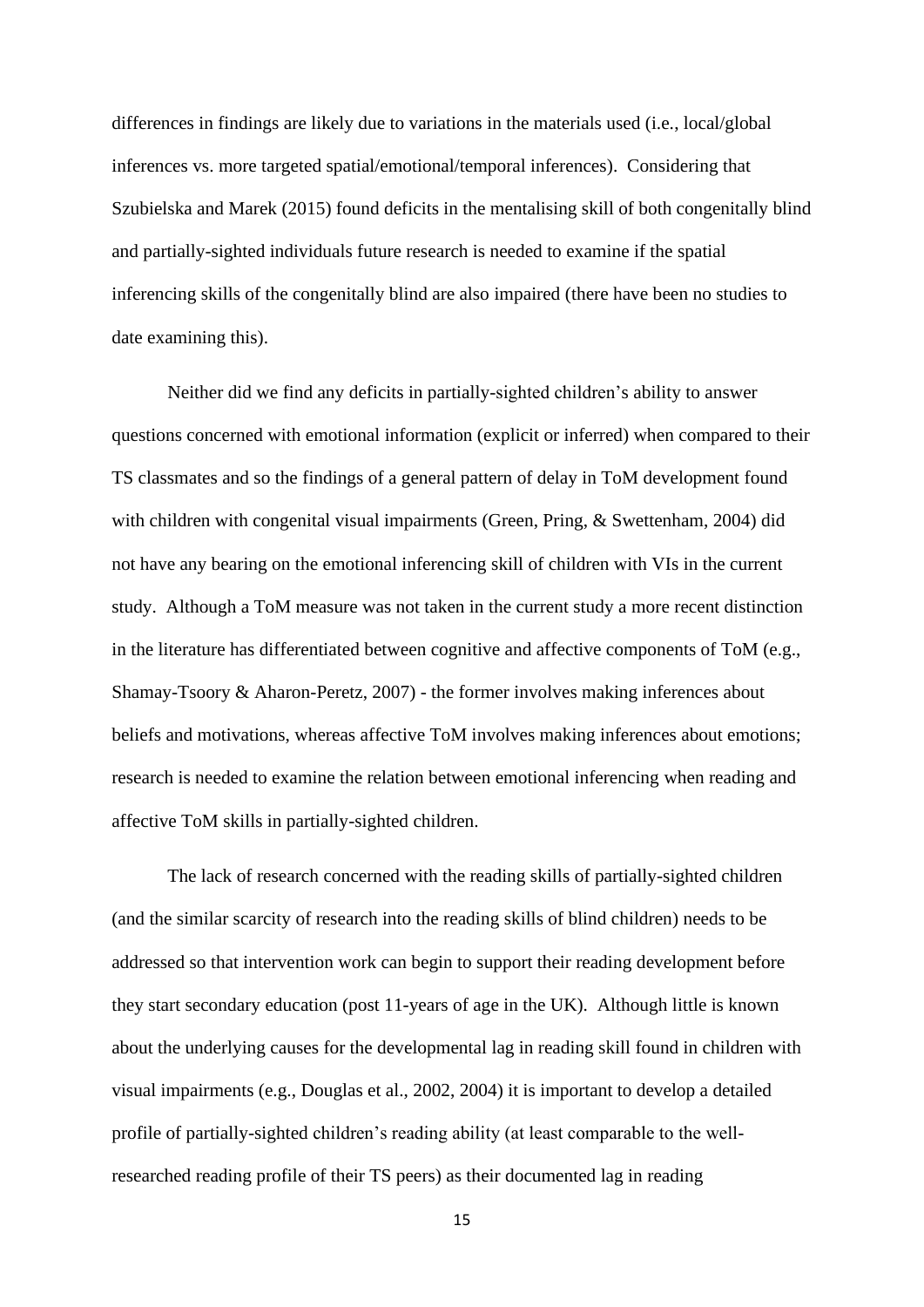differences in findings are likely due to variations in the materials used (i.e., local/global inferences vs. more targeted spatial/emotional/temporal inferences). Considering that Szubielska and Marek (2015) found deficits in the mentalising skill of both congenitally blind and partially-sighted individuals future research is needed to examine if the spatial inferencing skills of the congenitally blind are also impaired (there have been no studies to date examining this).

Neither did we find any deficits in partially-sighted children's ability to answer questions concerned with emotional information (explicit or inferred) when compared to their TS classmates and so the findings of a general pattern of delay in ToM development found with children with congenital visual impairments (Green, Pring, & Swettenham, 2004) did not have any bearing on the emotional inferencing skill of children with VIs in the current study. Although a ToM measure was not taken in the current study a more recent distinction in the literature has differentiated between cognitive and affective components of ToM (e.g., Shamay-Tsoory & Aharon-Peretz, 2007) - the former involves making inferences about beliefs and motivations, whereas affective ToM involves making inferences about emotions; research is needed to examine the relation between emotional inferencing when reading and affective ToM skills in partially-sighted children.

The lack of research concerned with the reading skills of partially-sighted children (and the similar scarcity of research into the reading skills of blind children) needs to be addressed so that intervention work can begin to support their reading development before they start secondary education (post 11-years of age in the UK). Although little is known about the underlying causes for the developmental lag in reading skill found in children with visual impairments (e.g., Douglas et al., 2002, 2004) it is important to develop a detailed profile of partially-sighted children's reading ability (at least comparable to the well-researched reading profile of their TS peers) as their documented lag in reading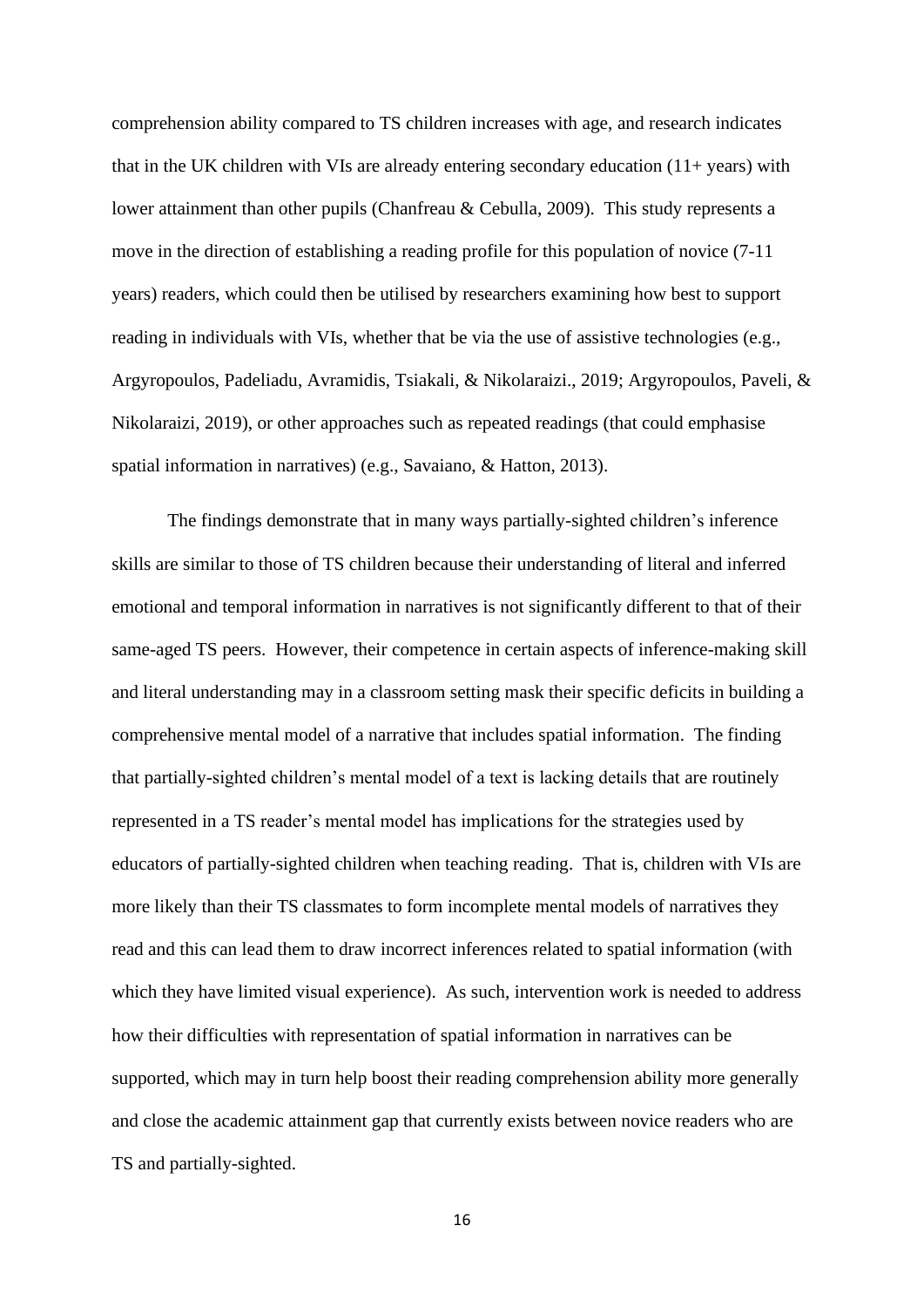comprehension ability compared to TS children increases with age, and research indicates that in the UK children with VIs are already entering secondary education (11+ years) with lower attainment than other pupils (Chanfreau & Cebulla, 2009). This study represents a move in the direction of establishing a reading profile for this population of novice (7-11 years) readers, which could then be utilised by researchers examining how best to support reading in individuals with VIs, whether that be via the use of assistive technologies (e.g., Argyropoulos, Padeliadu, Avramidis, Tsiakali, & Nikolaraizi., 2019; Argyropoulos, Paveli, & Nikolaraizi, 2019), or other approaches such as repeated readings (that could emphasise spatial information in narratives) (e.g., Savaiano, & Hatton, 2013).

The findings demonstrate that in many ways partially-sighted children's inference skills are similar to those of TS children because their understanding of literal and inferred emotional and temporal information in narratives is not significantly different to that of their same-aged TS peers. However, their competence in certain aspects of inference-making skill and literal understanding may in a classroom setting mask their specific deficits in building a comprehensive mental model of a narrative that includes spatial information. The finding that partially-sighted children's mental model of a text is lacking details that are routinely represented in a TS reader's mental model has implications for the strategies used by educators of partially-sighted children when teaching reading. That is, children with VIs are more likely than their TS classmates to form incomplete mental models of narratives they read and this can lead them to draw incorrect inferences related to spatial information (with which they have limited visual experience). As such, intervention work is needed to address how their difficulties with representation of spatial information in narratives can be supported, which may in turn help boost their reading comprehension ability more generally and close the academic attainment gap that currently exists between novice readers who are TS and partially-sighted.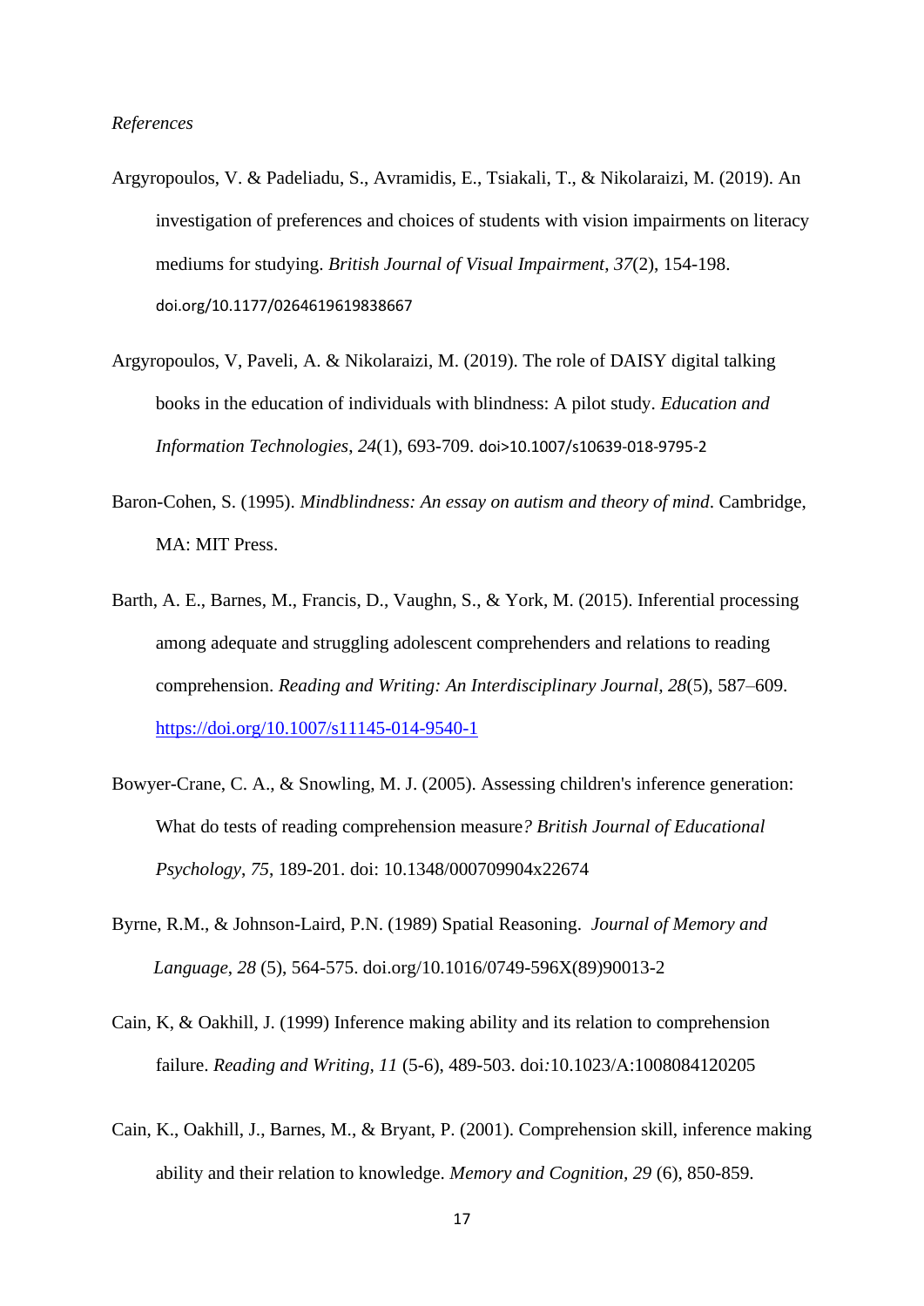*References*

Argyropoulos, V. & Padeliadu, S., Avramidis, E., Tsiakali, T., & Nikolaraizi, M. (2019). An investigation of preferences and choices of students with vision impairments on literacy mediums for studying. *British Journal of Visual Impairment*, *37*(2), 154-198. doi.org/10.1177/0264619619838667

Argyropoulos, V, Paveli, A. & Nikolaraizi, M. (2019). The role of DAISY digital talking books in the education of individuals with blindness: A pilot study. *Education and Information Technologies*, *24*(1), 693-709. doi>10.1007/s10639-018-9795-2

Baron-Cohen, S. (1995). *Mindblindness: An essay on autism and theory of mind*. Cambridge, MA: MIT Press.

Barth, A. E., Barnes, M., Francis, D., Vaughn, S., & York, M. (2015). Inferential processing among adequate and struggling adolescent comprehenders and relations to reading comprehension. *Reading and Writing: An Interdisciplinary Journal*, *28*(5), 587–609. https://doi.org/10.1007/s11145-014-9540-1

Bowyer-Crane, C. A., & Snowling, M. J. (2005). Assessing children's inference generation: What do tests of reading comprehension measure*? British Journal of Educational Psychology*, *75*, 189-201. doi: 10.1348/000709904x22674

Byrne, R.M., & Johnson-Laird, P.N. (1989) Spatial Reasoning. *Journal of Memory and Language*, *28* (5), 564-575. doi.org/10.1016/0749-596X(89)90013-2

Cain, K, & Oakhill, J. (1999) Inference making ability and its relation to comprehension failure. *Reading and Writing*, *11* (5-6), 489-503. doi:10.1023/A:1008084120205

Cain, K., Oakhill, J., Barnes, M., & Bryant, P. (2001). Comprehension skill, inference making ability and their relation to knowledge. *Memory and Cognition*, *29* (6), 850-859.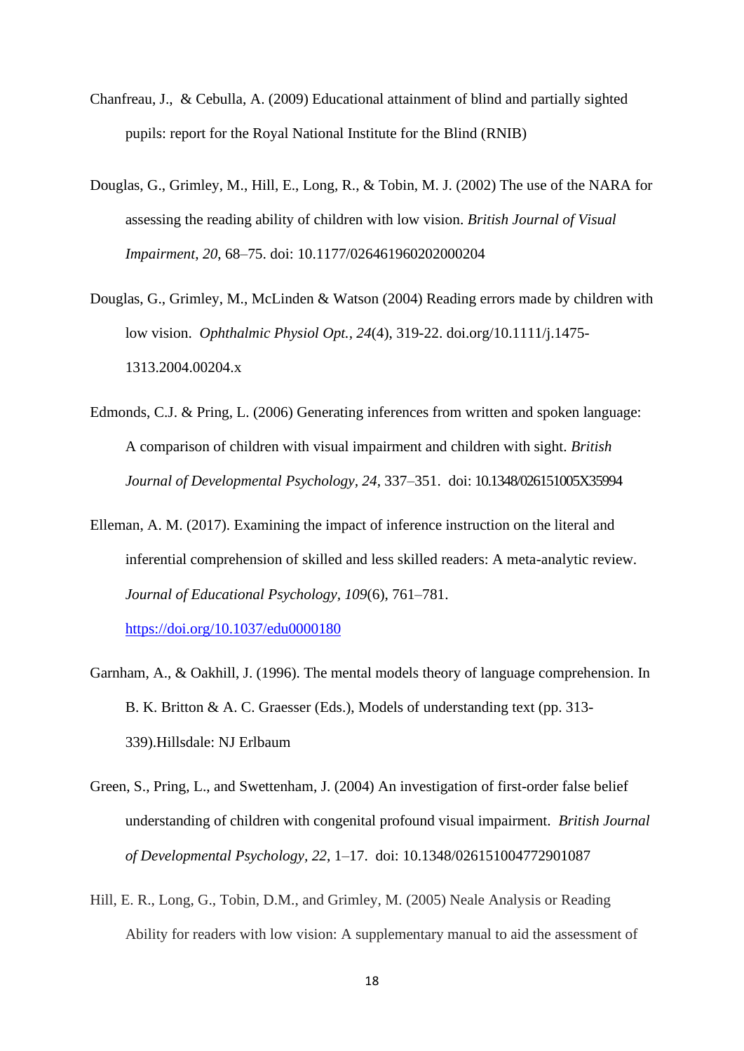Chanfreau, J., & Cebulla, A. (2009) Educational attainment of blind and partially sighted pupils: report for the Royal National Institute for the Blind (RNIB)

Douglas, G., Grimley, M., Hill, E., Long, R., & Tobin, M. J. (2002) The use of the NARA for assessing the reading ability of children with low vision. *British Journal of Visual Impairment, 20*, 68–75. doi: 10.1177/026461960202000204

Douglas, G., Grimley, M., McLinden & Watson (2004) Reading errors made by children with low vision. *Ophthalmic Physiol Opt., 24*(4), 319-22. doi.org/10.1111/j.1475-1313.2004.00204.x

Edmonds, C.J. & Pring, L. (2006) Generating inferences from written and spoken language: A comparison of children with visual impairment and children with sight. *British Journal of Developmental Psychology, 24*, 337–351. doi: 10.1348/026151005X35994

Elleman, A. M. (2017). Examining the impact of inference instruction on the literal and inferential comprehension of skilled and less skilled readers: A meta-analytic review. *Journal of Educational Psychology, 109*(6), 761–781. https://doi.org/10.1037/edu0000180

Garnham, A., & Oakhill, J. (1996). The mental models theory of language comprehension. In B. K. Britton & A. C. Graesser (Eds.), Models of understanding text (pp. 313-339).Hillsdale: NJ Erlbaum

Green, S., Pring, L., and Swettenham, J. (2004) An investigation of first-order false belief understanding of children with congenital profound visual impairment. *British Journal of Developmental Psychology, 22*, 1–17. doi: 10.1348/026151004772901087

Hill, E. R., Long, G., Tobin, D.M., and Grimley, M. (2005) Neale Analysis or Reading Ability for readers with low vision: A supplementary manual to aid the assessment of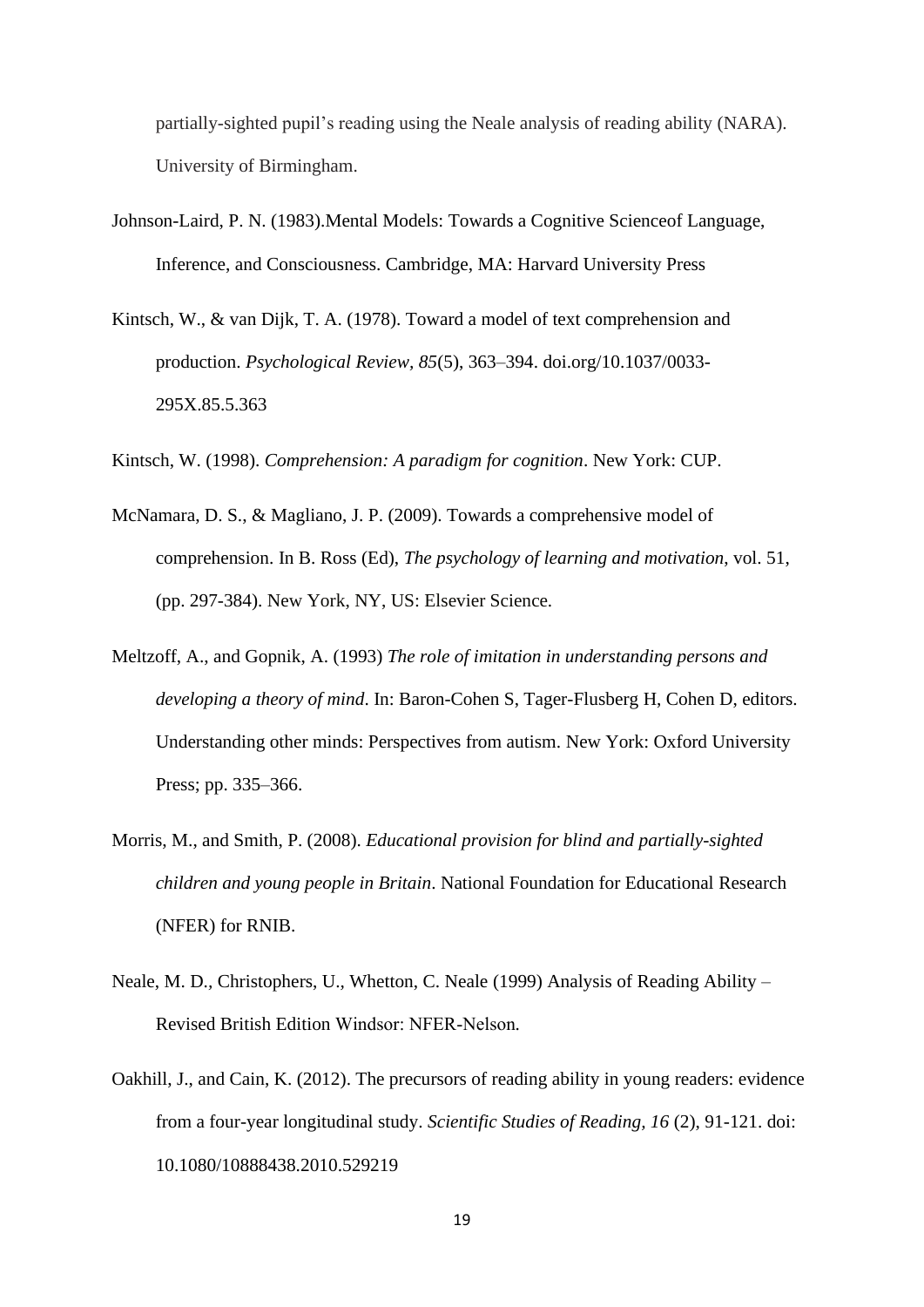partially-sighted pupil's reading using the Neale analysis of reading ability (NARA). University of Birmingham.

Johnson-Laird, P. N. (1983).Mental Models: Towards a Cognitive Scienceof Language, Inference, and Consciousness. Cambridge, MA: Harvard University Press

Kintsch, W., & van Dijk, T. A. (1978). Toward a model of text comprehension and production. *Psychological Review*, *85*(5), 363–394. doi.org/10.1037/0033-295X.85.5.363

Kintsch, W. (1998). *Comprehension: A paradigm for cognition*. New York: CUP.

McNamara, D. S., & Magliano, J. P. (2009). Towards a comprehensive model of comprehension. In B. Ross (Ed), *The psychology of learning and motivation*, vol. 51, (pp. 297-384). New York, NY, US: Elsevier Science.

Meltzoff, A., and Gopnik, A. (1993) *The role of imitation in understanding persons and developing a theory of mind*. In: Baron-Cohen S, Tager-Flusberg H, Cohen D, editors. Understanding other minds: Perspectives from autism. New York: Oxford University Press; pp. 335–366.

Morris, M., and Smith, P. (2008). *Educational provision for blind and partially-sighted children and young people in Britain*. National Foundation for Educational Research (NFER) for RNIB.

Neale, M. D., Christophers, U., Whetton, C. Neale (1999) Analysis of Reading Ability – Revised British Edition Windsor: NFER-Nelson.

Oakhill, J., and Cain, K. (2012). The precursors of reading ability in young readers: evidence from a four-year longitudinal study. *Scientific Studies of Reading, 16* (2), 91-121. doi: 10.1080/10888438.2010.529219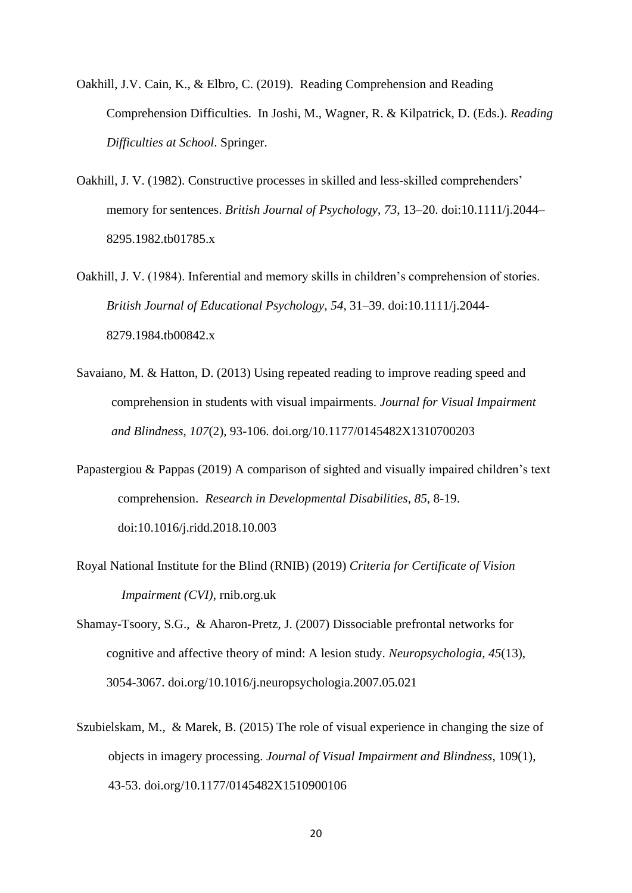Oakhill, J.V. Cain, K., & Elbro, C. (2019). Reading Comprehension and Reading Comprehension Difficulties. In Joshi, M., Wagner, R. & Kilpatrick, D. (Eds.). *Reading Difficulties at School*. Springer.

Oakhill, J. V. (1982). Constructive processes in skilled and less-skilled comprehenders' memory for sentences. *British Journal of Psychology*, *73*, 13–20. doi:10.1111/j.2044–8295.1982.tb01785.x

Oakhill, J. V. (1984). Inferential and memory skills in children's comprehension of stories. *British Journal of Educational Psychology*, *54*, 31–39. doi:10.1111/j.2044-8279.1984.tb00842.x

Savaiano, M. & Hatton, D. (2013) Using repeated reading to improve reading speed and comprehension in students with visual impairments. *Journal for Visual Impairment and Blindness*, *107*(2), 93-106. doi.org/10.1177/0145482X1310700203

Papastergiou & Pappas (2019) A comparison of sighted and visually impaired children's text comprehension. *Research in Developmental Disabilities*, *85*, 8-19. doi:10.1016/j.ridd.2018.10.003

Royal National Institute for the Blind (RNIB) (2019) *Criteria for Certificate of Vision Impairment (CVI)*, rnib.org.uk

Shamay-Tsoory, S.G., & Aharon-Pretz, J. (2007) Dissociable prefrontal networks for cognitive and affective theory of mind: A lesion study. *Neuropsychologia*, *45*(13), 3054-3067. doi.org/10.1016/j.neuropsychologia.2007.05.021

Szubielskam, M., & Marek, B. (2015) The role of visual experience in changing the size of objects in imagery processing. *Journal of Visual Impairment and Blindness*, 109(1), 43-53. doi.org/10.1177/0145482X1510900106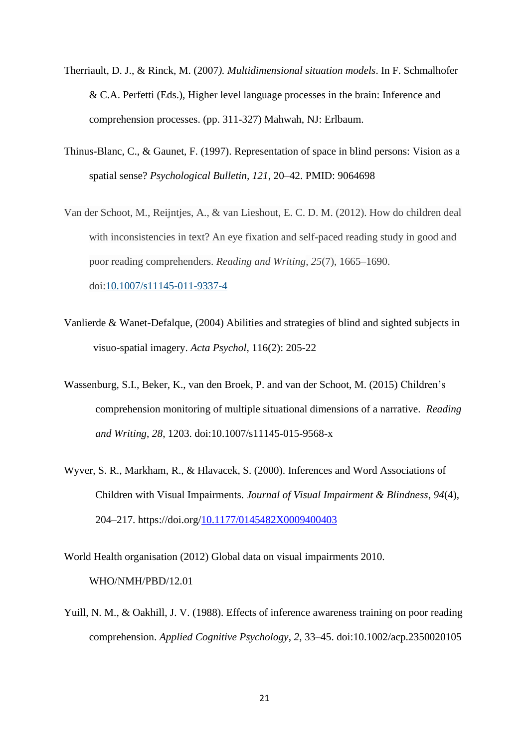Therriault, D. J., & Rinck, M. (2007*). Multidimensional situation models*. In F. Schmalhofer & C.A. Perfetti (Eds.), Higher level language processes in the brain: Inference and comprehension processes. (pp. 311-327) Mahwah, NJ: Erlbaum.

Thinus-Blanc, C., & Gaunet, F. (1997). Representation of space in blind persons: Vision as a spatial sense? *Psychological Bulletin, 121*, 20–42. PMID: 9064698

Van der Schoot, M., Reijntjes, A., & van Lieshout, E. C. D. M. (2012). How do children deal with inconsistencies in text? An eye fixation and self-paced reading study in good and poor reading comprehenders. *Reading and Writing*, *25*(7), 1665–1690. doi:10.1007/s11145-011-9337-4

Vanlierde & Wanet-Defalque, (2004) Abilities and strategies of blind and sighted subjects in visuo-spatial imagery. *Acta Psychol*, 116(2): 205-22

Wassenburg, S.I., Beker, K., van den Broek, P. and van der Schoot, M. (2015) Children's comprehension monitoring of multiple situational dimensions of a narrative. *Reading and Writing*, *28*, 1203. doi:10.1007/s11145-015-9568-x

Wyver, S. R., Markham, R., & Hlavacek, S. (2000). Inferences and Word Associations of Children with Visual Impairments. *Journal of Visual Impairment & Blindness*, *94*(4), 204–217. https://doi.org/10.1177/0145482X0009400403

World Health organisation (2012) Global data on visual impairments 2010. WHO/NMH/PBD/12.01

Yuill, N. M., & Oakhill, J. V. (1988). Effects of inference awareness training on poor reading comprehension. *Applied Cognitive Psychology*, *2*, 33–45. doi:10.1002/acp.2350020105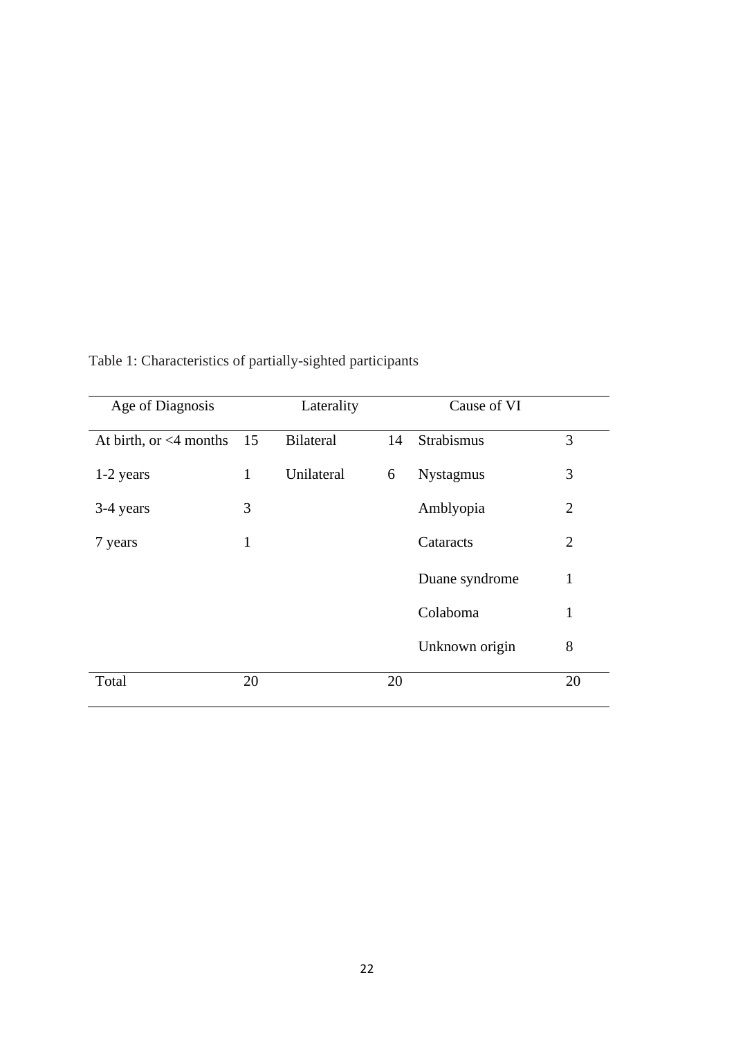Table 1: Characteristics of partially-sighted participants

| Age of Diagnosis | | Laterality | | Cause of VI | |
|---|---|---|---|---|---|
| At birth, or <4 months | 15 | Bilateral | 14 | Strabismus | 3 |
| 1-2 years | 1 | Unilateral | 6 | Nystagmus | 3 |
| 3-4 years | 3 | | | Amblyopia | 2 |
| 7 years | 1 | | | Cataracts | 2 |
| | | | | Duane syndrome | 1 |
| | | | | Colaboma | 1 |
| | | | | Unknown origin | 8 |
| Total | 20 | | 20 | | 20 |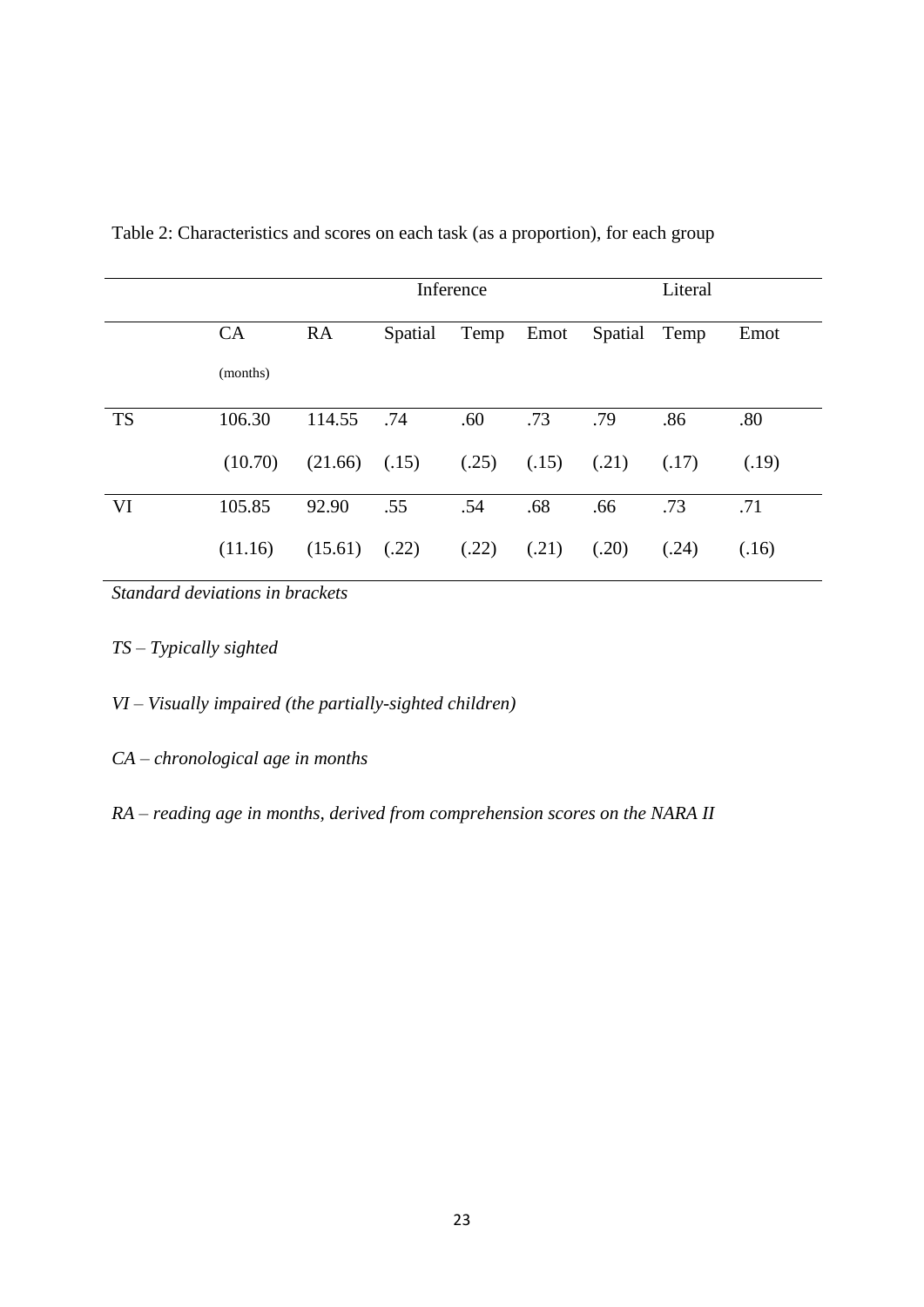Table 2: Characteristics and scores on each task (as a proportion), for each group

| | | | Inference | | | Literal | | |
|---|---|---|---|---|---|---|---|---|
| | CA (months) | RA | Spatial | Temp | Emot | Spatial | Temp | Emot |
| TS | 106.30 | 114.55 | .74 | .60 | .73 | .79 | .86 | .80 |
| | (10.70) | (21.66) | (.15) | (.25) | (.15) | (.21) | (.17) | (.19) |
| VI | 105.85 | 92.90 | .55 | .54 | .68 | .66 | .73 | .71 |
| | (11.16) | (15.61) | (.22) | (.22) | (.21) | (.20) | (.24) | (.16) |

*Standard deviations in brackets*

*TS – Typically sighted*

*VI – Visually impaired (the partially-sighted children)*

*CA – chronological age in months*

*RA – reading age in months, derived from comprehension scores on the NARA II*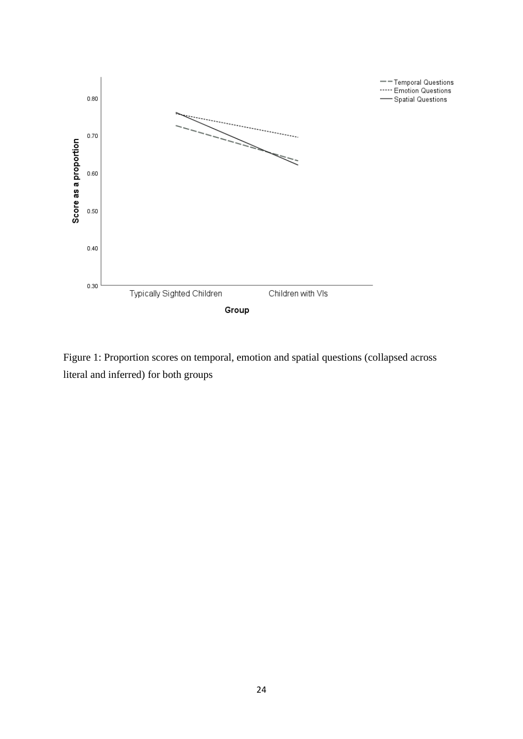Figure 1: Proportion scores on temporal, emotion and spatial questions (collapsed across literal and inferred) for both groups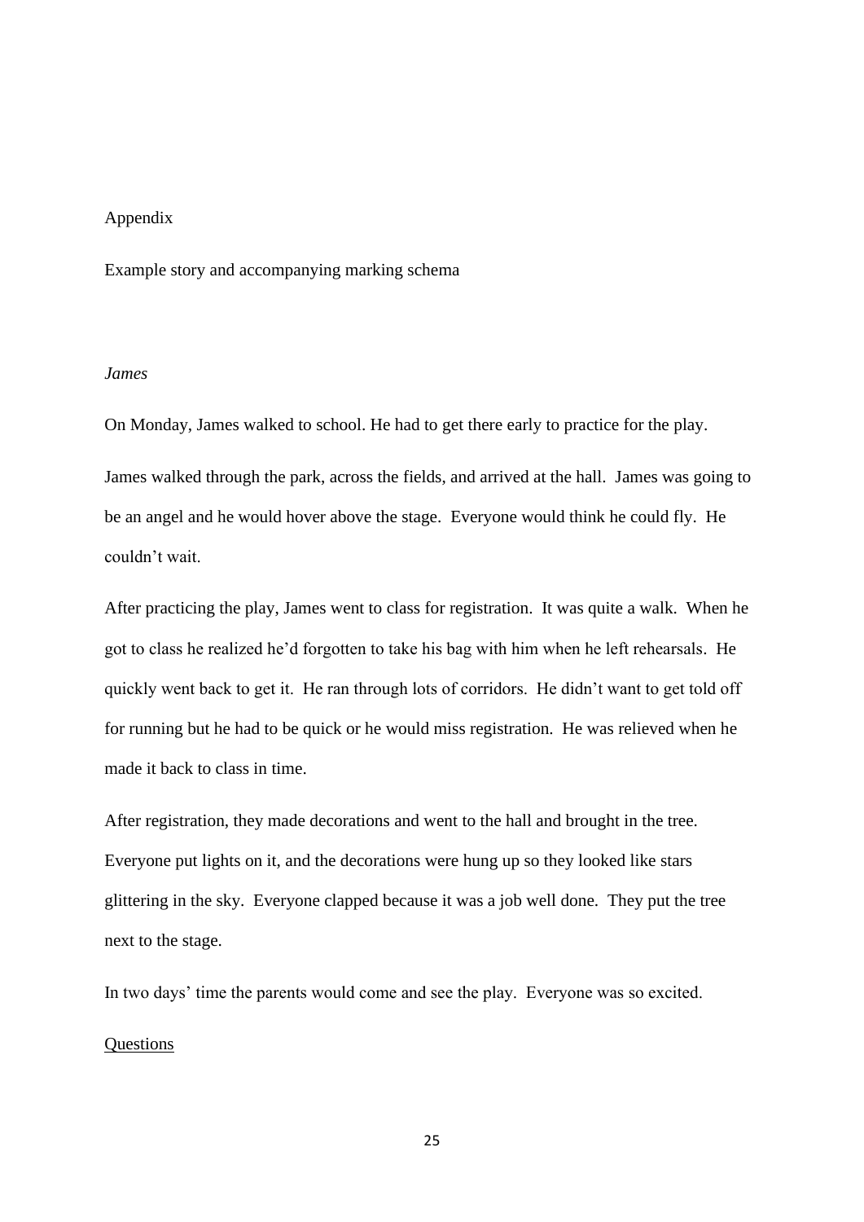Appendix

Example story and accompanying marking schema

*James*

On Monday, James walked to school. He had to get there early to practice for the play.

James walked through the park, across the fields, and arrived at the hall. James was going to be an angel and he would hover above the stage. Everyone would think he could fly. He couldn't wait.

After practicing the play, James went to class for registration. It was quite a walk. When he got to class he realized he'd forgotten to take his bag with him when he left rehearsals. He quickly went back to get it. He ran through lots of corridors. He didn't want to get told off for running but he had to be quick or he would miss registration. He was relieved when he made it back to class in time.

After registration, they made decorations and went to the hall and brought in the tree. Everyone put lights on it, and the decorations were hung up so they looked like stars glittering in the sky. Everyone clapped because it was a job well done. They put the tree next to the stage.

In two days' time the parents would come and see the play. Everyone was so excited.

<u>Questions</u>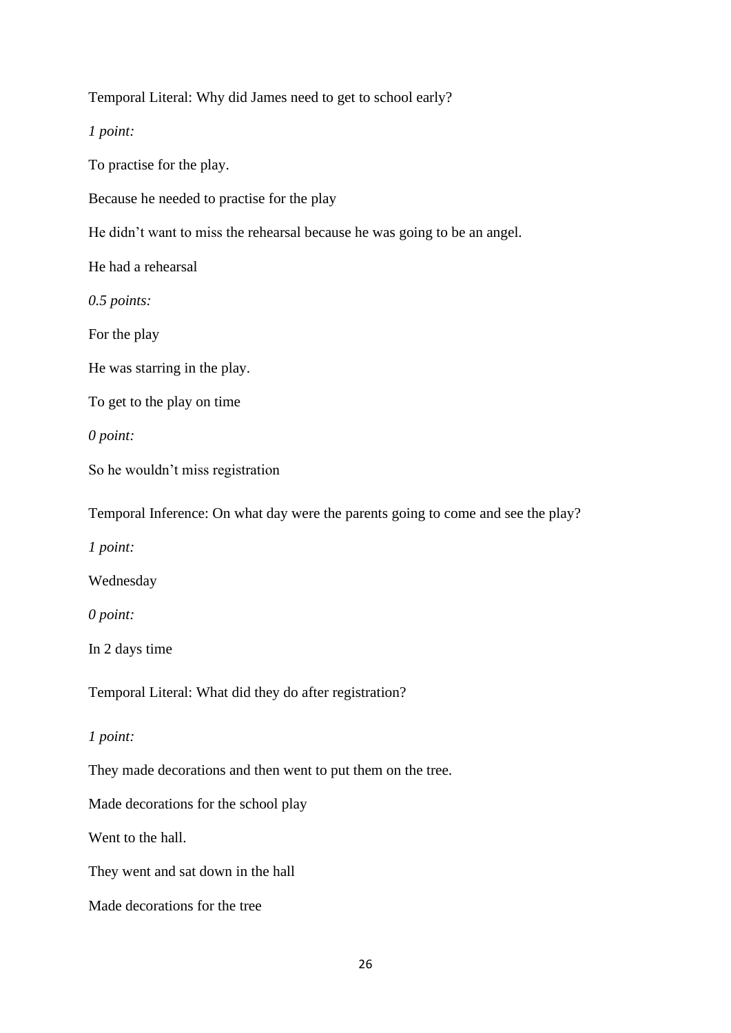Temporal Literal: Why did James need to get to school early?

*1 point:*

To practise for the play.

Because he needed to practise for the play

He didn't want to miss the rehearsal because he was going to be an angel.

He had a rehearsal

*0.5 points:*

For the play

He was starring in the play.

To get to the play on time

*0 point:*

So he wouldn't miss registration

Temporal Inference: On what day were the parents going to come and see the play?

*1 point:*

Wednesday

*0 point:*

In 2 days time

Temporal Literal: What did they do after registration?

*1 point:*

They made decorations and then went to put them on the tree.

Made decorations for the school play

Went to the hall.

They went and sat down in the hall

Made decorations for the tree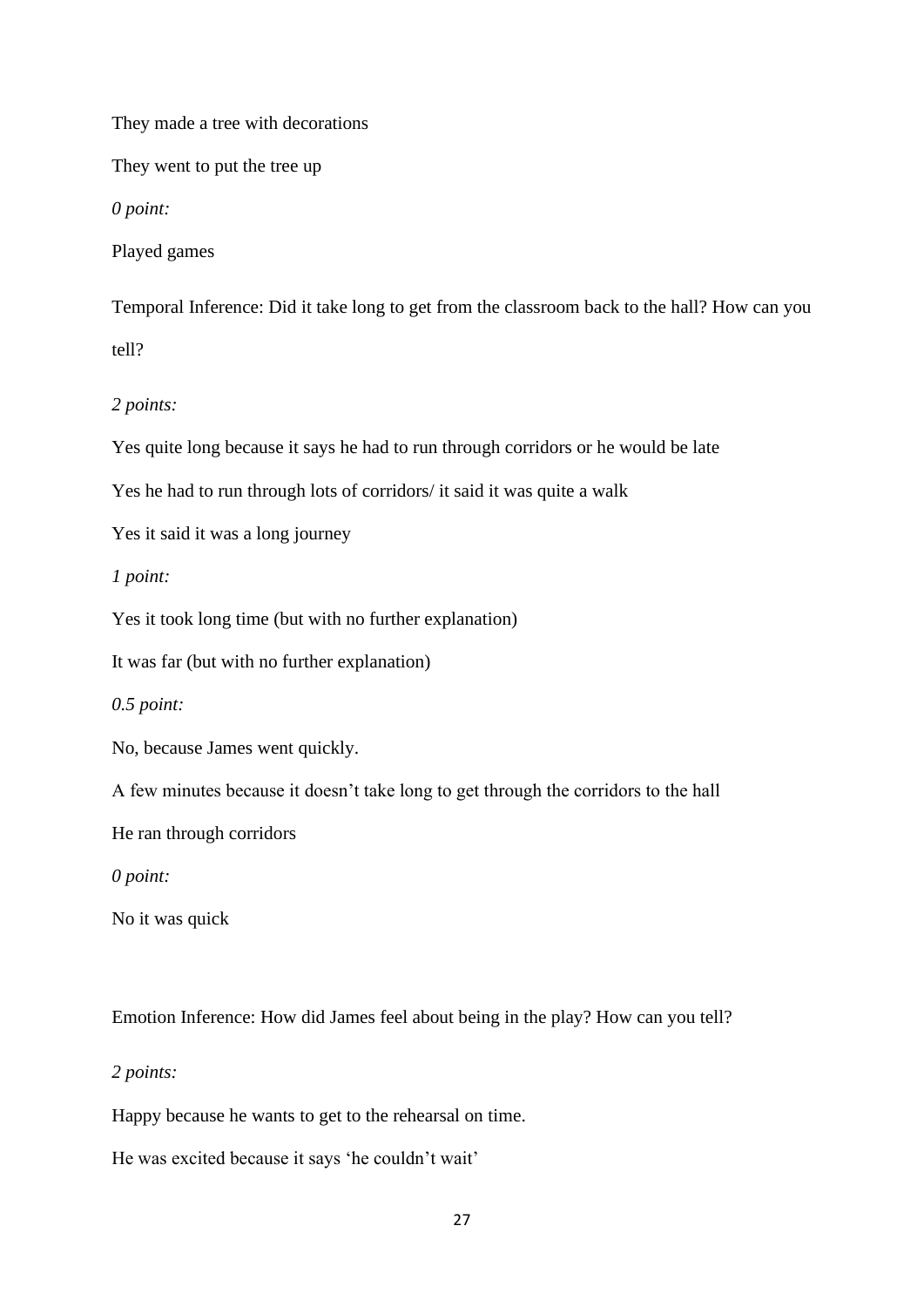They made a tree with decorations

They went to put the tree up

*0 point:*

Played games

Temporal Inference: Did it take long to get from the classroom back to the hall? How can you tell?

*2 points:*

Yes quite long because it says he had to run through corridors or he would be late

Yes he had to run through lots of corridors/ it said it was quite a walk

Yes it said it was a long journey

*1 point:*

Yes it took long time (but with no further explanation)

It was far (but with no further explanation)

*0.5 point:*

No, because James went quickly.

A few minutes because it doesn't take long to get through the corridors to the hall

He ran through corridors

*0 point:*

No it was quick

Emotion Inference: How did James feel about being in the play? How can you tell?

*2 points:*

Happy because he wants to get to the rehearsal on time.

He was excited because it says 'he couldn't wait'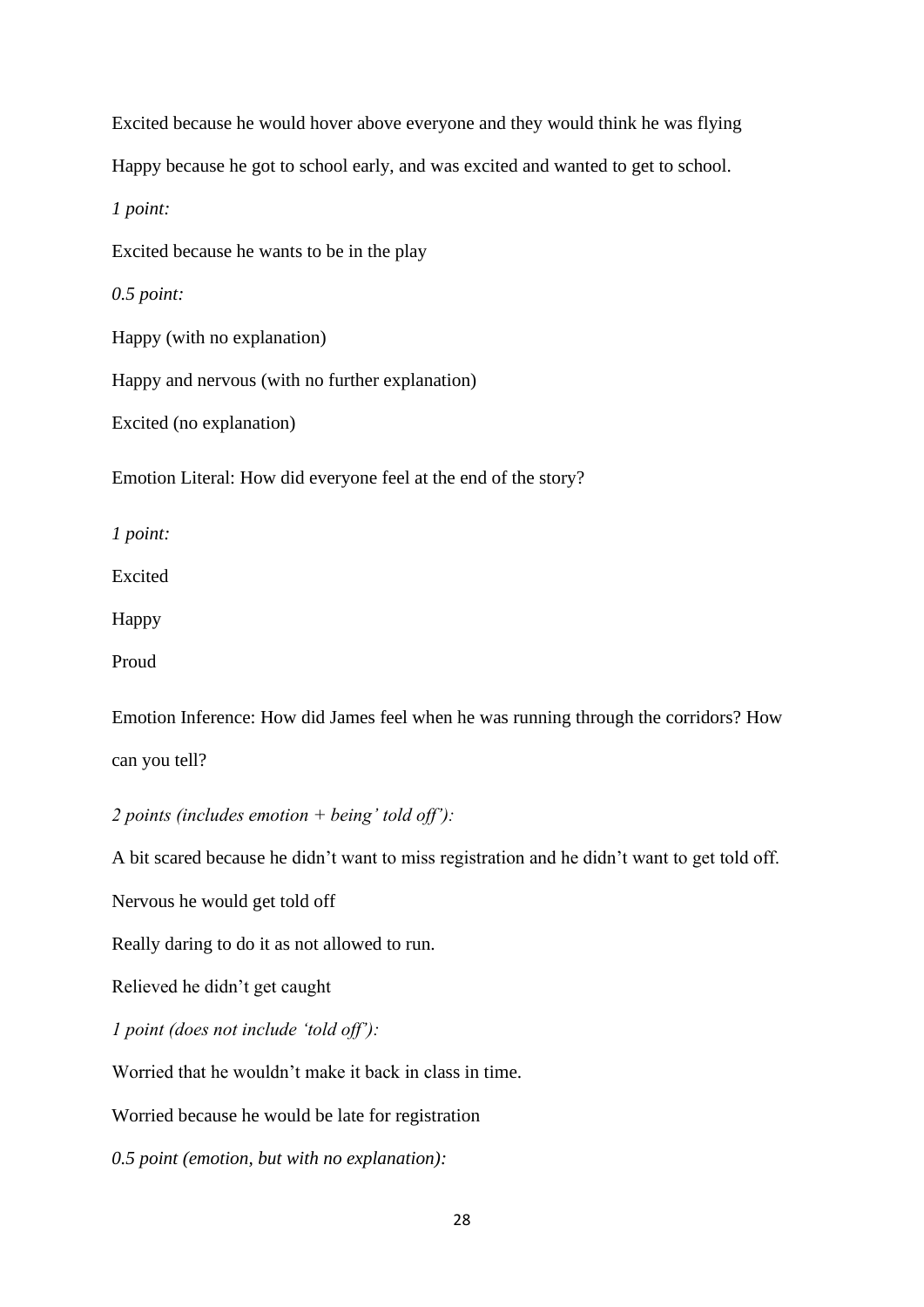Excited because he would hover above everyone and they would think he was flying

Happy because he got to school early, and was excited and wanted to get to school.

*1 point:*

Excited because he wants to be in the play

*0.5 point:*

Happy (with no explanation)

Happy and nervous (with no further explanation)

Excited (no explanation)

Emotion Literal: How did everyone feel at the end of the story?

*1 point:*

Excited

Happy

Proud

Emotion Inference: How did James feel when he was running through the corridors? How can you tell?

*2 points (includes emotion + being' told off'):*

A bit scared because he didn't want to miss registration and he didn't want to get told off.

Nervous he would get told off

Really daring to do it as not allowed to run.

Relieved he didn't get caught

*1 point (does not include 'told off'):*

Worried that he wouldn't make it back in class in time.

Worried because he would be late for registration

*0.5 point (emotion, but with no explanation):*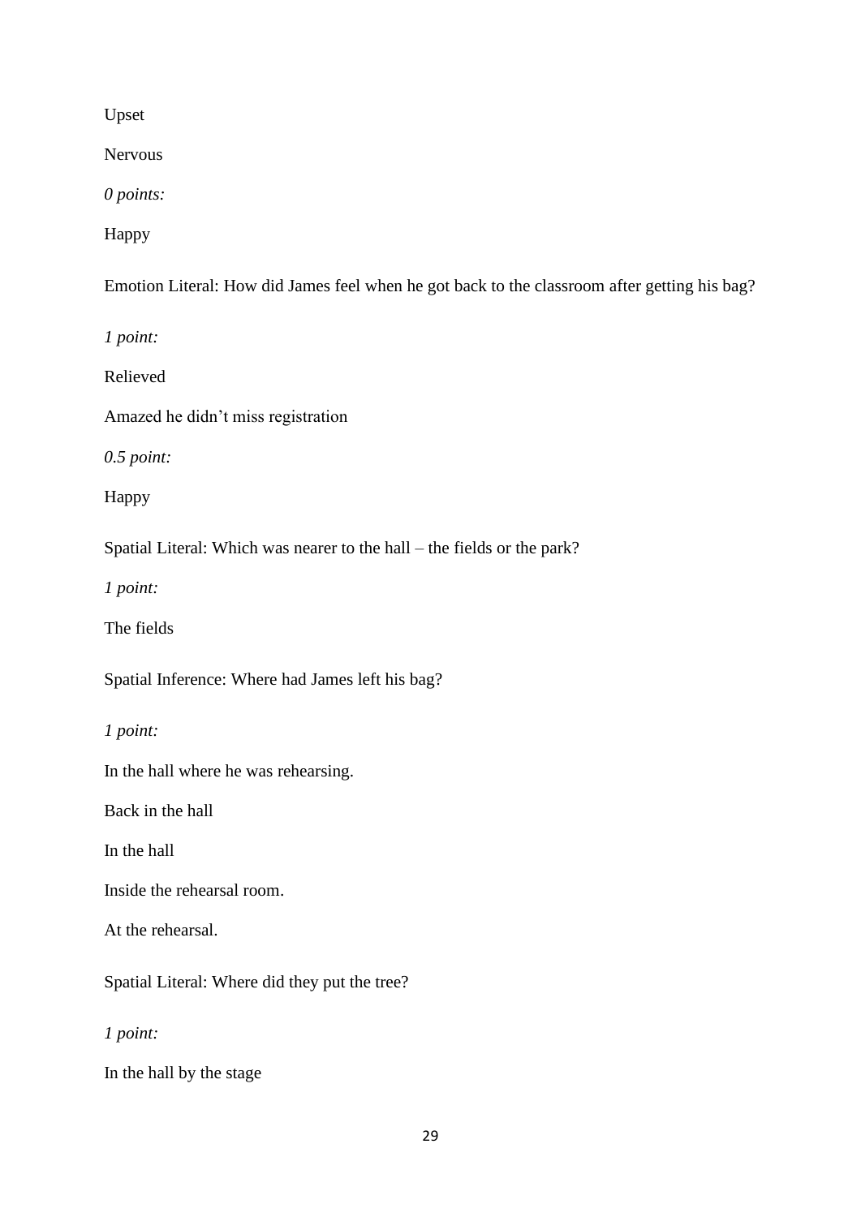Upset

Nervous

*0 points:*

Happy

Emotion Literal: How did James feel when he got back to the classroom after getting his bag?

*1 point:*

Relieved

Amazed he didn't miss registration

*0.5 point:*

Happy

Spatial Literal: Which was nearer to the hall – the fields or the park?

*1 point:*

The fields

Spatial Inference: Where had James left his bag?

*1 point:*

In the hall where he was rehearsing.

Back in the hall

In the hall

Inside the rehearsal room.

At the rehearsal.

Spatial Literal: Where did they put the tree?

*1 point:*

In the hall by the stage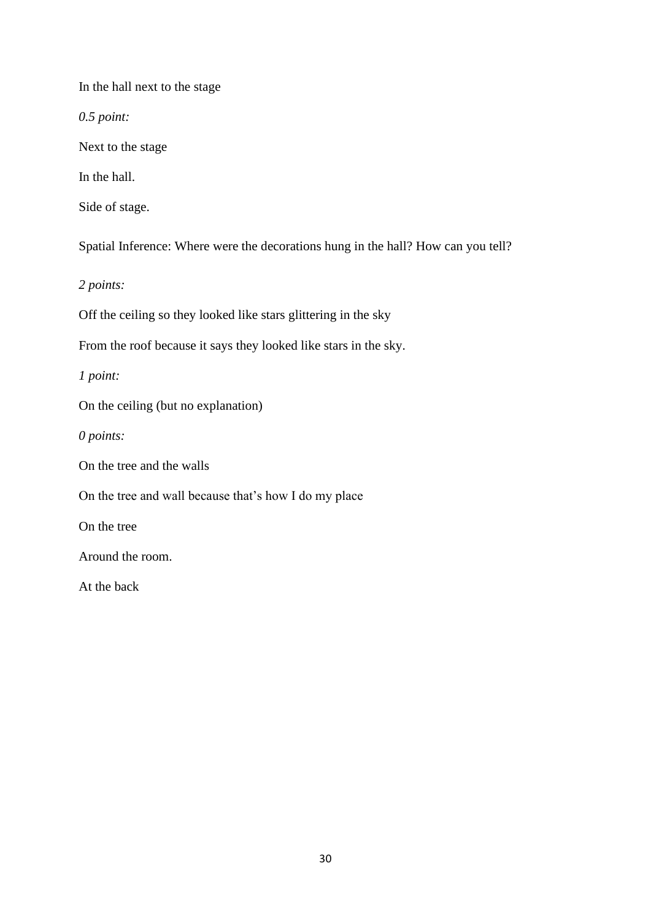In the hall next to the stage

*0.5 point:*

Next to the stage

In the hall.

Side of stage.

Spatial Inference: Where were the decorations hung in the hall? How can you tell?

*2 points:*

Off the ceiling so they looked like stars glittering in the sky

From the roof because it says they looked like stars in the sky.

*1 point:*

On the ceiling (but no explanation)

*0 points:*

On the tree and the walls

On the tree and wall because that's how I do my place

On the tree

Around the room.

At the back